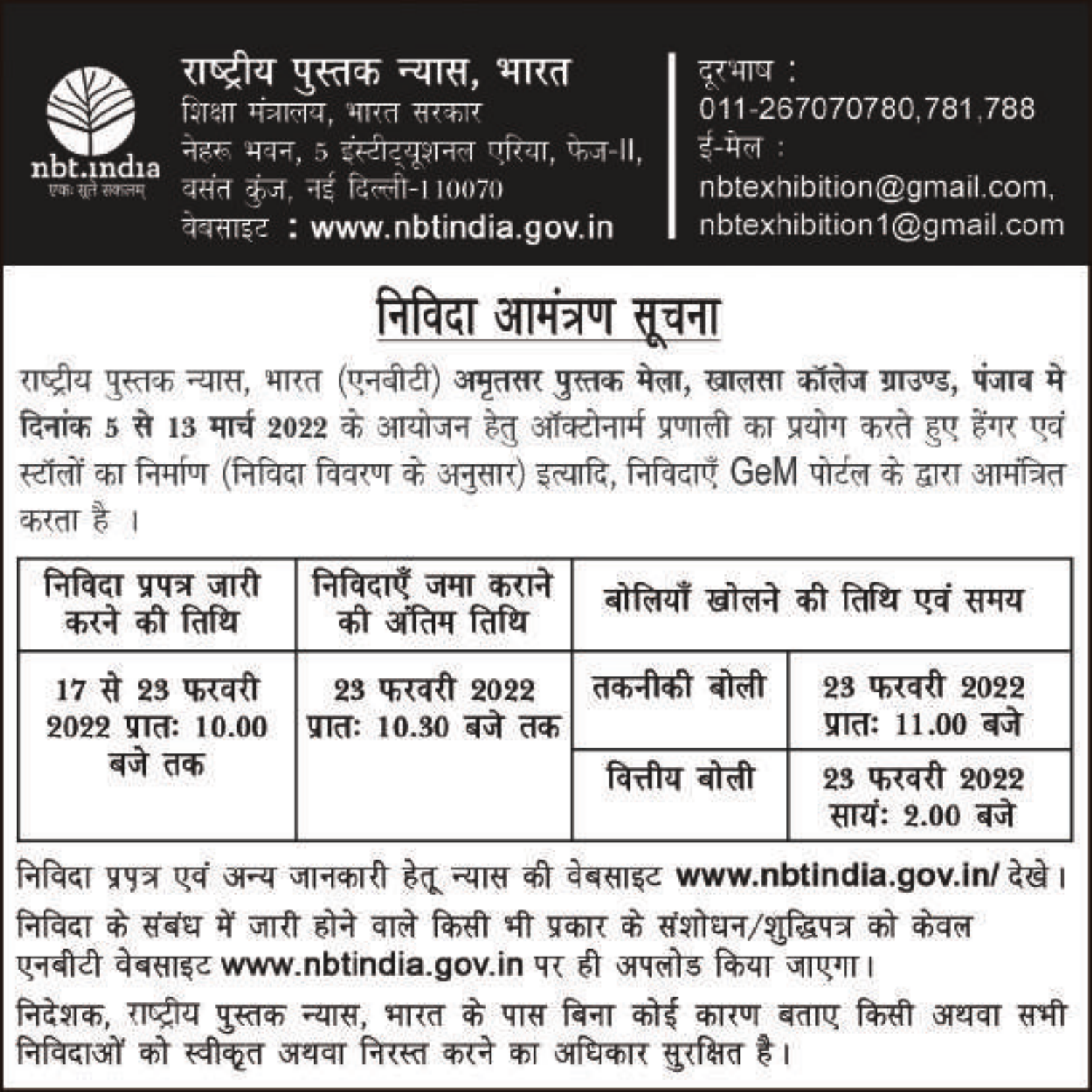**राष्ट्रीय पुस्तक न्यास, भारत**
शिक्षा मंत्रालय, भारत सरकार
नेहरू भवन, 5 इंस्टीट्यूशनल एरिया, फेज-II,
वसंत कुंज, नई दिल्ली-110070
वेबसाइट : www.nbtindia.gov.in

nbt.india
एकः सूते सकलम्

दूरभाष :
011-267070780,781,788
ई-मेल :
nbtexhibition@gmail.com,
nbtexhibition1@gmail.com

# निविदा आमंत्रण सूचना

राष्ट्रीय पुस्तक न्यास, भारत (एनबीटी) **अमृतसर पुस्तक मेला, खालसा कॉलेज ग्राउण्ड, पंजाब मे दिनांक 5 से 13 मार्च 2022** के आयोजन हेतु ऑक्टोनार्म प्रणाली का प्रयोग करते हुए हेंगर एवं स्टॉलों का निर्माण (निविदा विवरण के अनुसार) इत्यादि, निविदाएँ GeM पोर्टल के द्वारा आमंत्रित करता है ।

| निविदा प्रपत्र जारी करने की तिथि | निविदाएँ जमा कराने की अंतिम तिथि | बोलियाँ खोलने की तिथि एवं समय | |
|---|---|---|---|
| 17 से 23 फरवरी 2022 प्रातः 10.00 बजे तक | 23 फरवरी 2022 प्रातः 10.30 बजे तक | तकनीकी बोली | 23 फरवरी 2022 प्रातः 11.00 बजे |
| | | वित्तीय बोली | 23 फरवरी 2022 सायं: 2.00 बजे |

निविदा प्रपत्र एवं अन्य जानकारी हेतू न्यास की वेबसाइट **www.nbtindia.gov.in/** देखे।

निविदा के संबंध में जारी होने वाले किसी भी प्रकार के संशोधन/शुद्धिपत्र को केवल एनबीटी वेबसाइट **www.nbtindia.gov.in** पर ही अपलोड किया जाएगा।

निदेशक, राष्ट्रीय पुस्तक न्यास, भारत के पास बिना कोई कारण बताए किसी अथवा सभी निविदाओं को स्वीकृत अथवा निरस्त करने का अधिकार सुरक्षित है।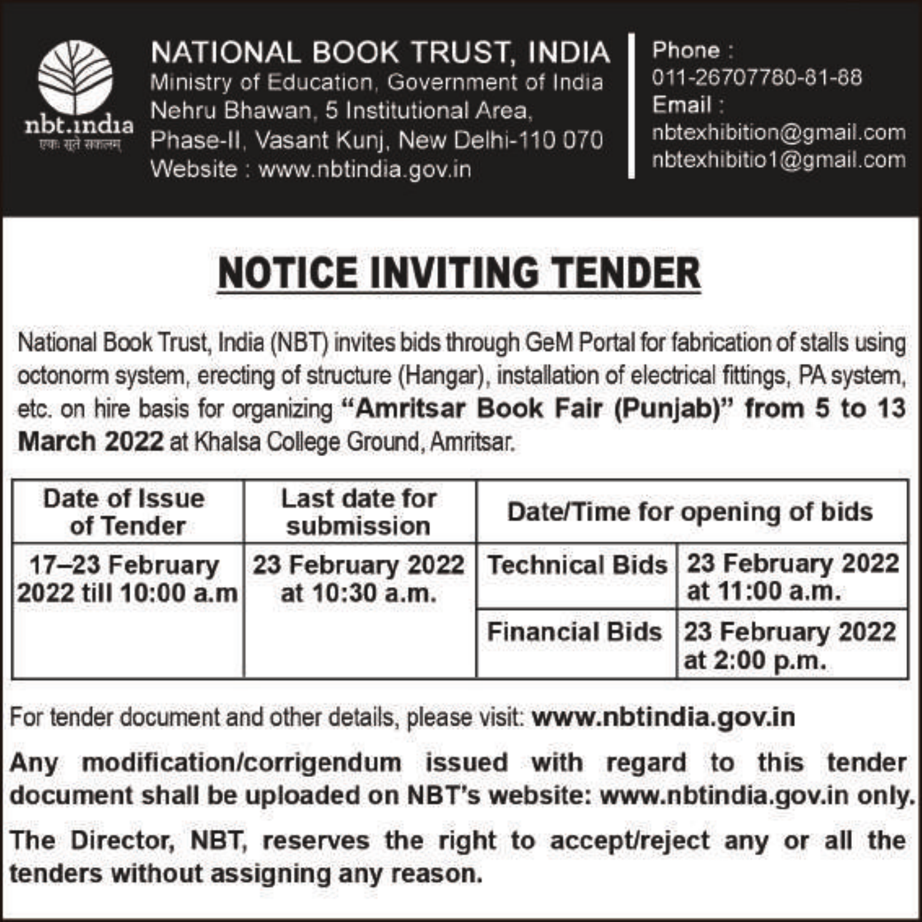**NATIONAL BOOK TRUST, INDIA**
Ministry of Education, Government of India
Nehru Bhawan, 5 Institutional Area,
Phase-II, Vasant Kunj, New Delhi-110 070
Website : www.nbtindia.gov.in

nbt.india
एकः सूते सकलम्

Phone :
011-26707780-81-88
Email :
nbtexhibition@gmail.com
nbtexhibitio1@gmail.com

# NOTICE INVITING TENDER

National Book Trust, India (NBT) invites bids through GeM Portal for fabrication of stalls using octonorm system, erecting of structure (Hangar), installation of electrical fittings, PA system, etc. on hire basis for organizing **"Amritsar Book Fair (Punjab)" from 5 to 13 March 2022** at Khalsa College Ground, Amritsar.

| Date of Issue of Tender | Last date for submission | Date/Time for opening of bids | |
|---|---|---|---|
| 17–23 February 2022 till 10:00 a.m | 23 February 2022 at 10:30 a.m. | Technical Bids | 23 February 2022 at 11:00 a.m. |
| | | Financial Bids | 23 February 2022 at 2:00 p.m. |

For tender document and other details, please visit: **www.nbtindia.gov.in**

**Any modification/corrigendum issued with regard to this tender document shall be uploaded on NBT's website: www.nbtindia.gov.in only.**

**The Director, NBT, reserves the right to accept/reject any or all the tenders without assigning any reason.**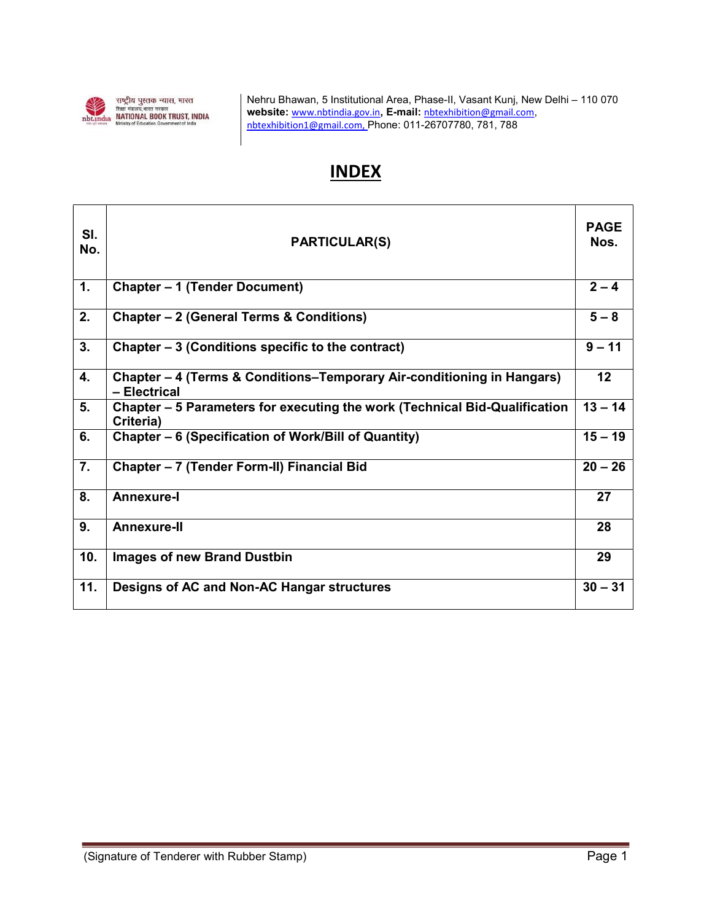राष्ट्रीय पुस्तक न्यास, भारत
शिक्षा मंत्रालय, भारत सरकार
NATIONAL BOOK TRUST, INDIA
Ministry of Education, Government of India

Nehru Bhawan, 5 Institutional Area, Phase-II, Vasant Kunj, New Delhi – 110 070
**website:** www.nbtindia.gov.in**, E-mail:** nbtexhibition@gmail.com, nbtexhibition1@gmail.com, Phone: 011-26707780, 781, 788

# INDEX

| Sl. No. | PARTICULAR(S) | PAGE Nos. |
|---|---|---|
| **1.** | **Chapter – 1 (Tender Document)** | **2 – 4** |
| **2.** | **Chapter – 2 (General Terms & Conditions)** | **5 – 8** |
| **3.** | **Chapter – 3 (Conditions specific to the contract)** | **9 – 11** |
| **4.** | **Chapter – 4 (Terms & Conditions–Temporary Air-conditioning in Hangars) – Electrical** | **12** |
| **5.** | **Chapter – 5 Parameters for executing the work (Technical Bid-Qualification Criteria)** | **13 – 14** |
| **6.** | **Chapter – 6 (Specification of Work/Bill of Quantity)** | **15 – 19** |
| **7.** | **Chapter – 7 (Tender Form-II) Financial Bid** | **20 – 26** |
| **8.** | **Annexure-I** | **27** |
| **9.** | **Annexure-II** | **28** |
| **10.** | **Images of new Brand Dustbin** | **29** |
| **11.** | **Designs of AC and Non-AC Hangar structures** | **30 – 31** |

(Signature of Tenderer with Rubber Stamp)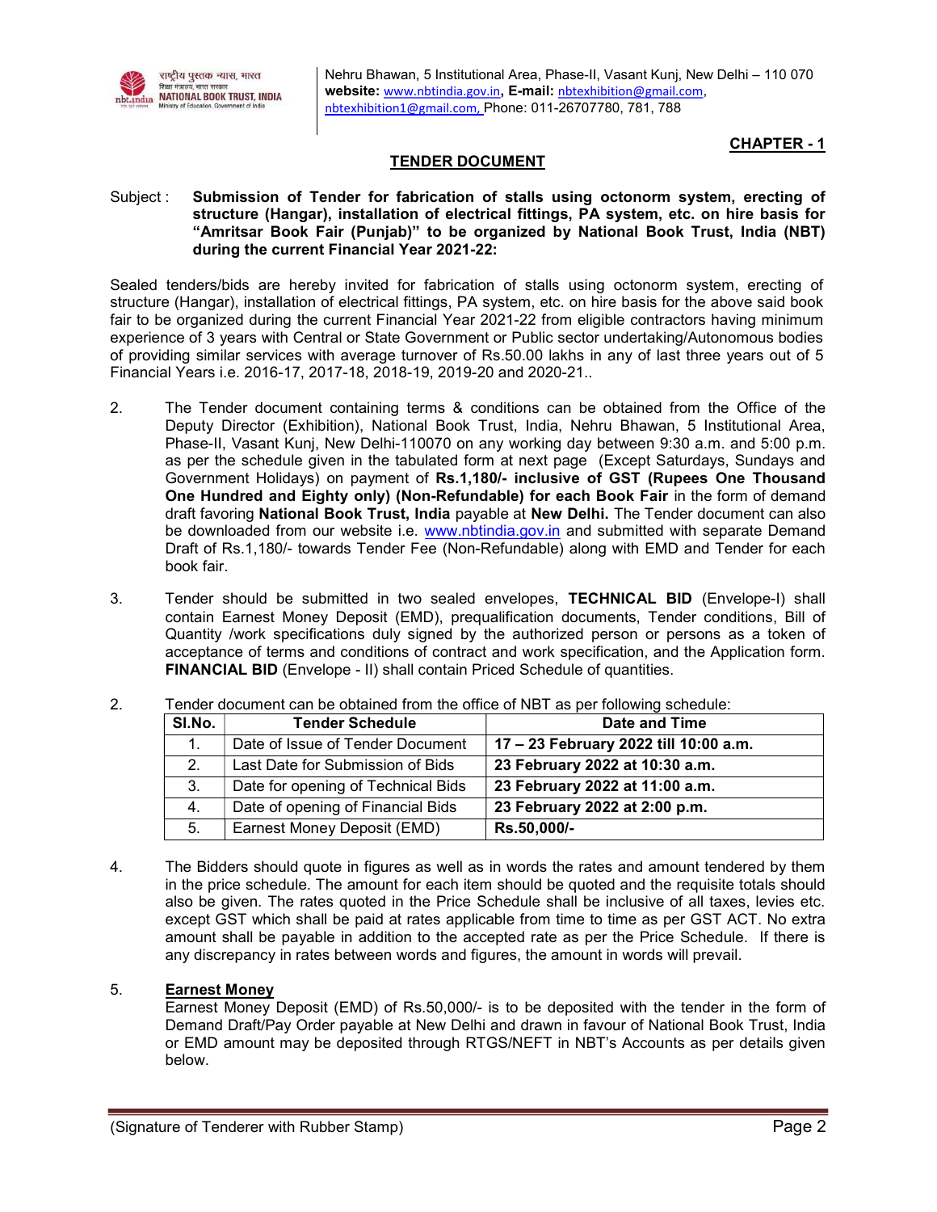राष्ट्रीय पुस्तक न्यास, भारत
शिक्षा मंत्रालय, भारत सरकार
NATIONAL BOOK TRUST, INDIA
Ministry of Education, Government of India

Nehru Bhawan, 5 Institutional Area, Phase-II, Vasant Kunj, New Delhi – 110 070
**website:** www.nbtindia.gov.in**, E-mail:** nbtexhibition@gmail.com, nbtexhibition1@gmail.com, Phone: 011-26707780, 781, 788

**CHAPTER - 1**

## TENDER DOCUMENT

Subject : **Submission of Tender for fabrication of stalls using octonorm system, erecting of structure (Hangar), installation of electrical fittings, PA system, etc. on hire basis for "Amritsar Book Fair (Punjab)" to be organized by National Book Trust, India (NBT) during the current Financial Year 2021-22:**

Sealed tenders/bids are hereby invited for fabrication of stalls using octonorm system, erecting of structure (Hangar), installation of electrical fittings, PA system, etc. on hire basis for the above said book fair to be organized during the current Financial Year 2021-22 from eligible contractors having minimum experience of 3 years with Central or State Government or Public sector undertaking/Autonomous bodies of providing similar services with average turnover of Rs.50.00 lakhs in any of last three years out of 5 Financial Years i.e. 2016-17, 2017-18, 2018-19, 2019-20 and 2020-21..

2. The Tender document containing terms & conditions can be obtained from the Office of the Deputy Director (Exhibition), National Book Trust, India, Nehru Bhawan, 5 Institutional Area, Phase-II, Vasant Kunj, New Delhi-110070 on any working day between 9:30 a.m. and 5:00 p.m. as per the schedule given in the tabulated form at next page (Except Saturdays, Sundays and Government Holidays) on payment of **Rs.1,180/- inclusive of GST (Rupees One Thousand One Hundred and Eighty only) (Non-Refundable) for each Book Fair** in the form of demand draft favoring **National Book Trust, India** payable at **New Delhi.** The Tender document can also be downloaded from our website i.e. www.nbtindia.gov.in and submitted with separate Demand Draft of Rs.1,180/- towards Tender Fee (Non-Refundable) along with EMD and Tender for each book fair.

3. Tender should be submitted in two sealed envelopes, **TECHNICAL BID** (Envelope-I) shall contain Earnest Money Deposit (EMD), prequalification documents, Tender conditions, Bill of Quantity /work specifications duly signed by the authorized person or persons as a token of acceptance of terms and conditions of contract and work specification, and the Application form. **FINANCIAL BID** (Envelope - II) shall contain Priced Schedule of quantities.

2. Tender document can be obtained from the office of NBT as per following schedule:

| Sl.No. | Tender Schedule | Date and Time |
|---|---|---|
| 1. | Date of Issue of Tender Document | **17 – 23 February 2022 till 10:00 a.m.** |
| 2. | Last Date for Submission of Bids | **23 February 2022 at 10:30 a.m.** |
| 3. | Date for opening of Technical Bids | **23 February 2022 at 11:00 a.m.** |
| 4. | Date of opening of Financial Bids | **23 February 2022 at 2:00 p.m.** |
| 5. | Earnest Money Deposit (EMD) | **Rs.50,000/-** |

4. The Bidders should quote in figures as well as in words the rates and amount tendered by them in the price schedule. The amount for each item should be quoted and the requisite totals should also be given. The rates quoted in the Price Schedule shall be inclusive of all taxes, levies etc. except GST which shall be paid at rates applicable from time to time as per GST ACT. No extra amount shall be payable in addition to the accepted rate as per the Price Schedule. If there is any discrepancy in rates between words and figures, the amount in words will prevail.

5. **Earnest Money**
Earnest Money Deposit (EMD) of Rs.50,000/- is to be deposited with the tender in the form of Demand Draft/Pay Order payable at New Delhi and drawn in favour of National Book Trust, India or EMD amount may be deposited through RTGS/NEFT in NBT's Accounts as per details given below.

(Signature of Tenderer with Rubber Stamp)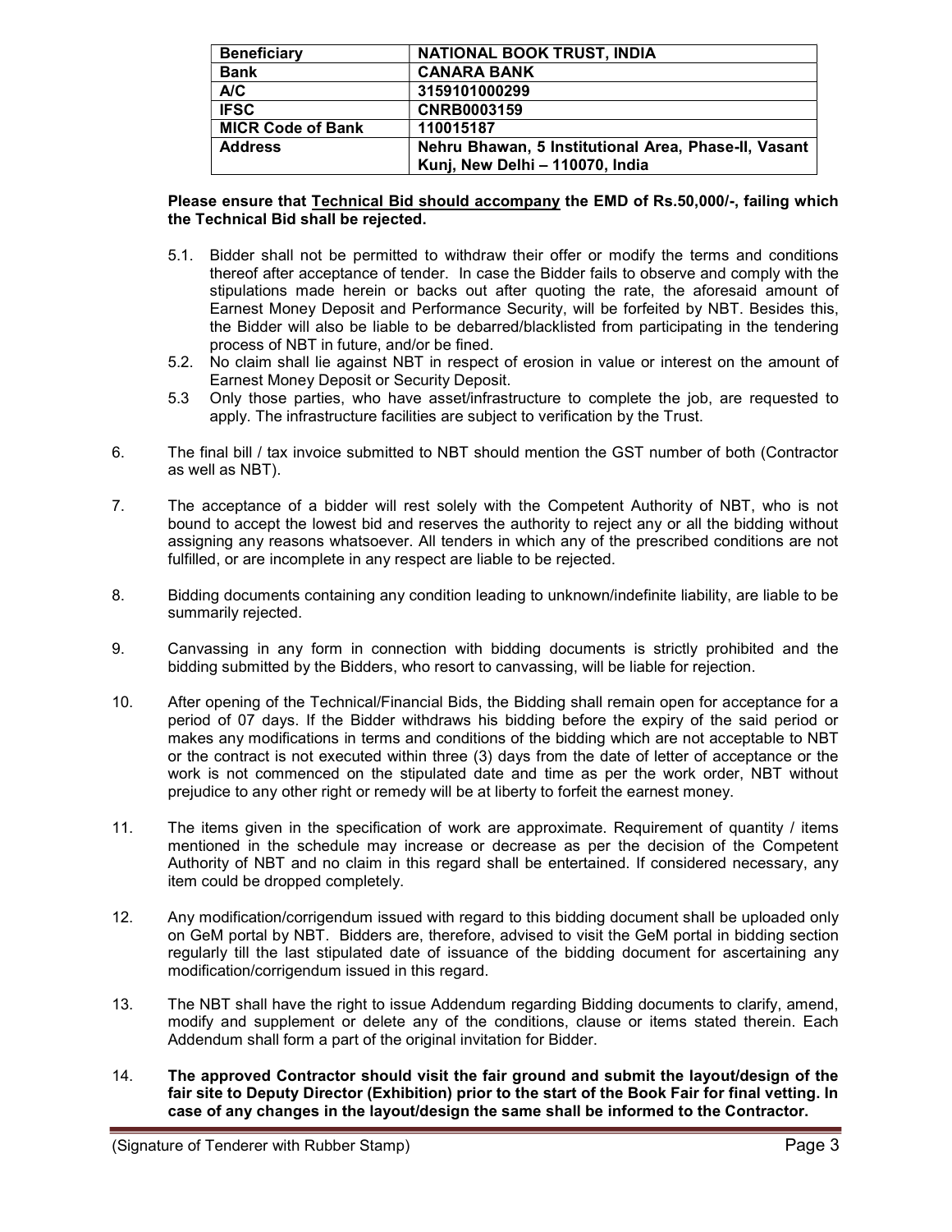| Beneficiary | NATIONAL BOOK TRUST, INDIA |
| --- | --- |
| Bank | CANARA BANK |
| A/C | 3159101000299 |
| IFSC | CNRB0003159 |
| MICR Code of Bank | 110015187 |
| Address | Nehru Bhawan, 5 Institutional Area, Phase-II, Vasant Kunj, New Delhi – 110070, India |

**Please ensure that Technical Bid should accompany the EMD of Rs.50,000/-, failing which the Technical Bid shall be rejected.**

5.1. Bidder shall not be permitted to withdraw their offer or modify the terms and conditions thereof after acceptance of tender. In case the Bidder fails to observe and comply with the stipulations made herein or backs out after quoting the rate, the aforesaid amount of Earnest Money Deposit and Performance Security, will be forfeited by NBT. Besides this, the Bidder will also be liable to be debarred/blacklisted from participating in the tendering process of NBT in future, and/or be fined.

5.2. No claim shall lie against NBT in respect of erosion in value or interest on the amount of Earnest Money Deposit or Security Deposit.

5.3 Only those parties, who have asset/infrastructure to complete the job, are requested to apply. The infrastructure facilities are subject to verification by the Trust.

6. The final bill / tax invoice submitted to NBT should mention the GST number of both (Contractor as well as NBT).

7. The acceptance of a bidder will rest solely with the Competent Authority of NBT, who is not bound to accept the lowest bid and reserves the authority to reject any or all the bidding without assigning any reasons whatsoever. All tenders in which any of the prescribed conditions are not fulfilled, or are incomplete in any respect are liable to be rejected.

8. Bidding documents containing any condition leading to unknown/indefinite liability, are liable to be summarily rejected.

9. Canvassing in any form in connection with bidding documents is strictly prohibited and the bidding submitted by the Bidders, who resort to canvassing, will be liable for rejection.

10. After opening of the Technical/Financial Bids, the Bidding shall remain open for acceptance for a period of 07 days. If the Bidder withdraws his bidding before the expiry of the said period or makes any modifications in terms and conditions of the bidding which are not acceptable to NBT or the contract is not executed within three (3) days from the date of letter of acceptance or the work is not commenced on the stipulated date and time as per the work order, NBT without prejudice to any other right or remedy will be at liberty to forfeit the earnest money.

11. The items given in the specification of work are approximate. Requirement of quantity / items mentioned in the schedule may increase or decrease as per the decision of the Competent Authority of NBT and no claim in this regard shall be entertained. If considered necessary, any item could be dropped completely.

12. Any modification/corrigendum issued with regard to this bidding document shall be uploaded only on GeM portal by NBT. Bidders are, therefore, advised to visit the GeM portal in bidding section regularly till the last stipulated date of issuance of the bidding document for ascertaining any modification/corrigendum issued in this regard.

13. The NBT shall have the right to issue Addendum regarding Bidding documents to clarify, amend, modify and supplement or delete any of the conditions, clause or items stated therein. Each Addendum shall form a part of the original invitation for Bidder.

14. **The approved Contractor should visit the fair ground and submit the layout/design of the fair site to Deputy Director (Exhibition) prior to the start of the Book Fair for final vetting. In case of any changes in the layout/design the same shall be informed to the Contractor.**

(Signature of Tenderer with Rubber Stamp)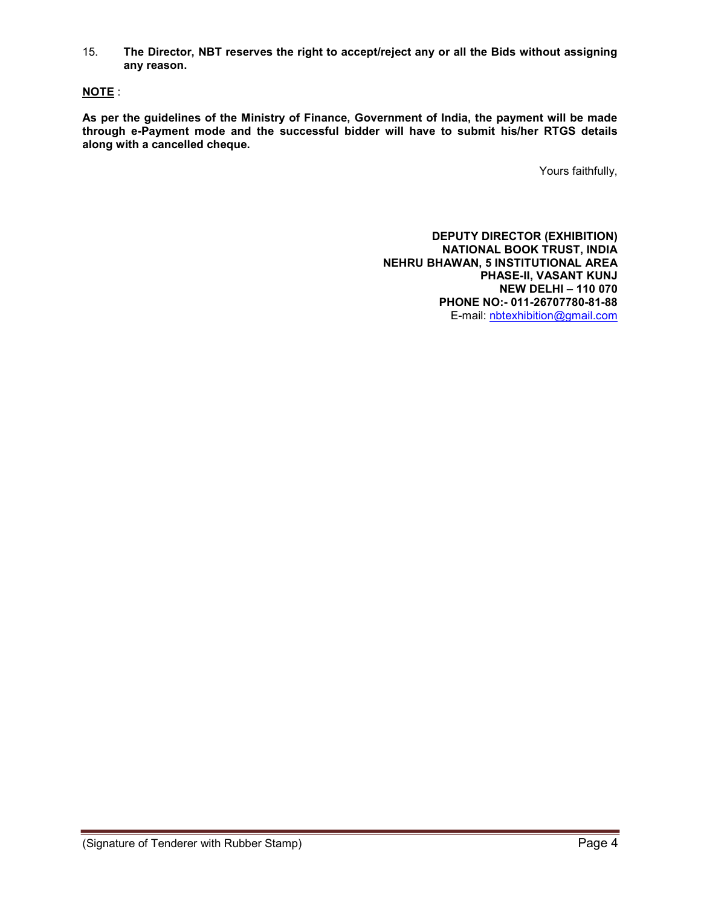15. **The Director, NBT reserves the right to accept/reject any or all the Bids without assigning any reason.**

**NOTE** :

**As per the guidelines of the Ministry of Finance, Government of India, the payment will be made through e-Payment mode and the successful bidder will have to submit his/her RTGS details along with a cancelled cheque.**

Yours faithfully,

**DEPUTY DIRECTOR (EXHIBITION)**
**NATIONAL BOOK TRUST, INDIA**
**NEHRU BHAWAN, 5 INSTITUTIONAL AREA**
**PHASE-II, VASANT KUNJ**
**NEW DELHI – 110 070**
**PHONE NO:- 011-26707780-81-88**
E-mail: nbtexhibition@gmail.com

(Signature of Tenderer with Rubber Stamp)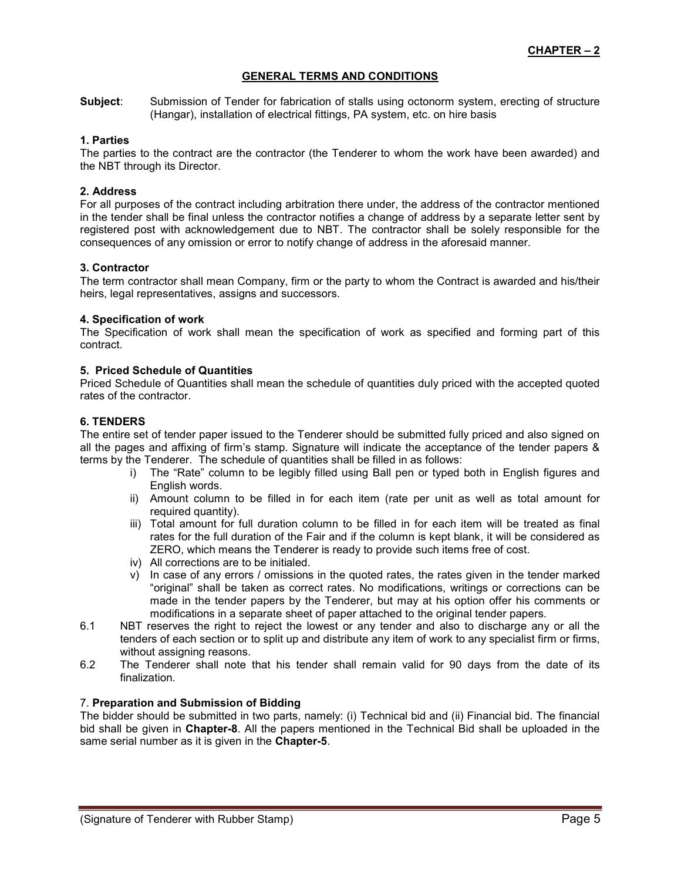**CHAPTER – 2**

## GENERAL TERMS AND CONDITIONS

**Subject**: Submission of Tender for fabrication of stalls using octonorm system, erecting of structure (Hangar), installation of electrical fittings, PA system, etc. on hire basis

**1. Parties**

The parties to the contract are the contractor (the Tenderer to whom the work have been awarded) and the NBT through its Director.

**2. Address**

For all purposes of the contract including arbitration there under, the address of the contractor mentioned in the tender shall be final unless the contractor notifies a change of address by a separate letter sent by registered post with acknowledgement due to NBT. The contractor shall be solely responsible for the consequences of any omission or error to notify change of address in the aforesaid manner.

**3. Contractor**

The term contractor shall mean Company, firm or the party to whom the Contract is awarded and his/their heirs, legal representatives, assigns and successors.

**4. Specification of work**

The Specification of work shall mean the specification of work as specified and forming part of this contract.

**5. Priced Schedule of Quantities**

Priced Schedule of Quantities shall mean the schedule of quantities duly priced with the accepted quoted rates of the contractor.

**6. TENDERS**

The entire set of tender paper issued to the Tenderer should be submitted fully priced and also signed on all the pages and affixing of firm's stamp. Signature will indicate the acceptance of the tender papers & terms by the Tenderer. The schedule of quantities shall be filled in as follows:

i) The "Rate" column to be legibly filled using Ball pen or typed both in English figures and English words.
ii) Amount column to be filled in for each item (rate per unit as well as total amount for required quantity).
iii) Total amount for full duration column to be filled in for each item will be treated as final rates for the full duration of the Fair and if the column is kept blank, it will be considered as ZERO, which means the Tenderer is ready to provide such items free of cost.
iv) All corrections are to be initialed.
v) In case of any errors / omissions in the quoted rates, the rates given in the tender marked "original" shall be taken as correct rates. No modifications, writings or corrections can be made in the tender papers by the Tenderer, but may at his option offer his comments or modifications in a separate sheet of paper attached to the original tender papers.

6.1 NBT reserves the right to reject the lowest or any tender and also to discharge any or all the tenders of each section or to split up and distribute any item of work to any specialist firm or firms, without assigning reasons.

6.2 The Tenderer shall note that his tender shall remain valid for 90 days from the date of its finalization.

7. **Preparation and Submission of Bidding**

The bidder should be submitted in two parts, namely: (i) Technical bid and (ii) Financial bid. The financial bid shall be given in **Chapter-8**. All the papers mentioned in the Technical Bid shall be uploaded in the same serial number as it is given in the **Chapter-5**.

(Signature of Tenderer with Rubber Stamp)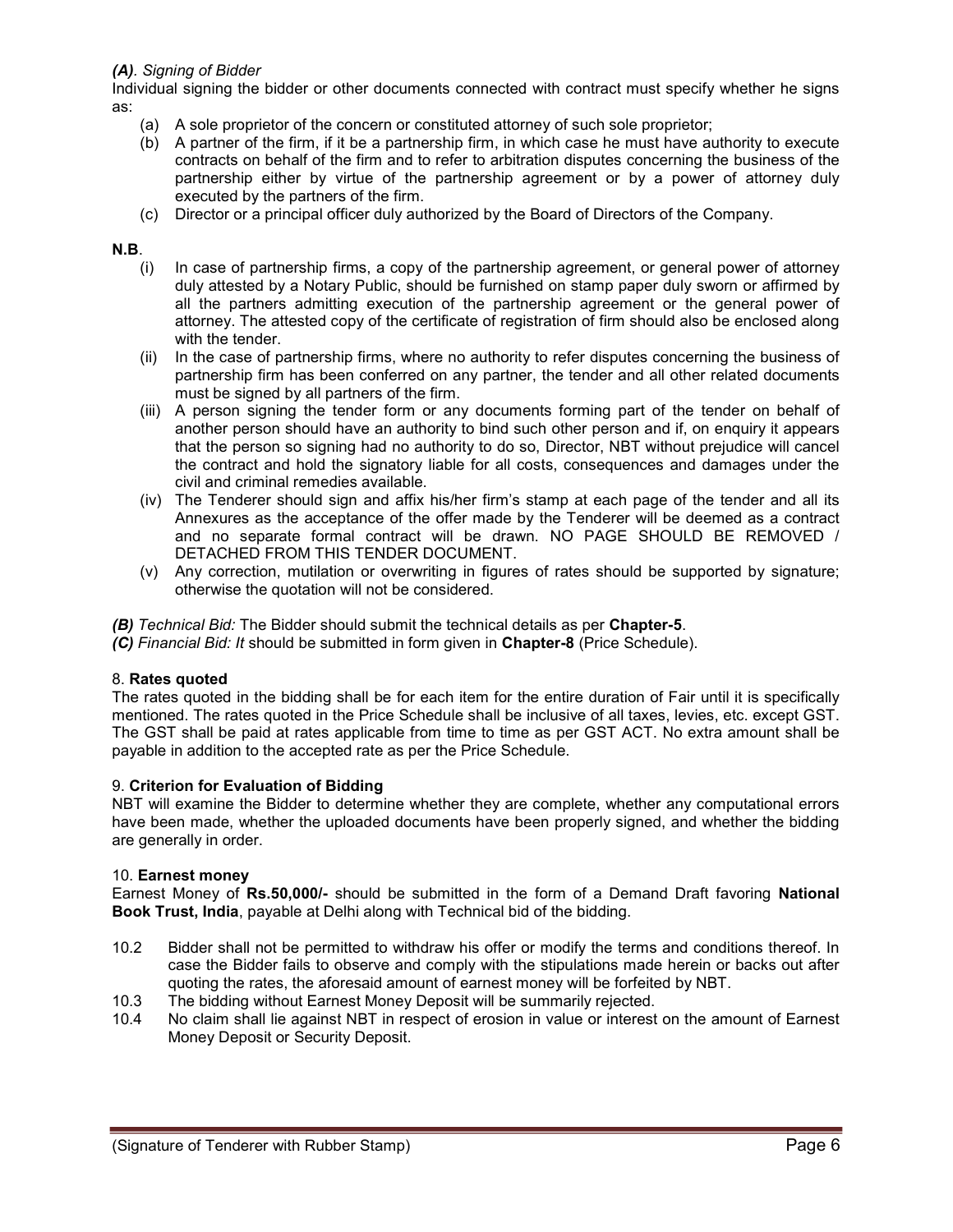***(A)**. Signing of Bidder*

Individual signing the bidder or other documents connected with contract must specify whether he signs as:

(a) A sole proprietor of the concern or constituted attorney of such sole proprietor;

(b) A partner of the firm, if it be a partnership firm, in which case he must have authority to execute contracts on behalf of the firm and to refer to arbitration disputes concerning the business of the partnership either by virtue of the partnership agreement or by a power of attorney duly executed by the partners of the firm.

(c) Director or a principal officer duly authorized by the Board of Directors of the Company.

**N.B**.

(i) In case of partnership firms, a copy of the partnership agreement, or general power of attorney duly attested by a Notary Public, should be furnished on stamp paper duly sworn or affirmed by all the partners admitting execution of the partnership agreement or the general power of attorney. The attested copy of the certificate of registration of firm should also be enclosed along with the tender.

(ii) In the case of partnership firms, where no authority to refer disputes concerning the business of partnership firm has been conferred on any partner, the tender and all other related documents must be signed by all partners of the firm.

(iii) A person signing the tender form or any documents forming part of the tender on behalf of another person should have an authority to bind such other person and if, on enquiry it appears that the person so signing had no authority to do so, Director, NBT without prejudice will cancel the contract and hold the signatory liable for all costs, consequences and damages under the civil and criminal remedies available.

(iv) The Tenderer should sign and affix his/her firm's stamp at each page of the tender and all its Annexures as the acceptance of the offer made by the Tenderer will be deemed as a contract and no separate formal contract will be drawn. NO PAGE SHOULD BE REMOVED / DETACHED FROM THIS TENDER DOCUMENT.

(v) Any correction, mutilation or overwriting in figures of rates should be supported by signature; otherwise the quotation will not be considered.

***(B)** Technical Bid:* The Bidder should submit the technical details as per **Chapter-5**.

***(C)** Financial Bid: It* should be submitted in form given in **Chapter-8** (Price Schedule).

8. **Rates quoted**

The rates quoted in the bidding shall be for each item for the entire duration of Fair until it is specifically mentioned. The rates quoted in the Price Schedule shall be inclusive of all taxes, levies, etc. except GST. The GST shall be paid at rates applicable from time to time as per GST ACT. No extra amount shall be payable in addition to the accepted rate as per the Price Schedule.

9. **Criterion for Evaluation of Bidding**

NBT will examine the Bidder to determine whether they are complete, whether any computational errors have been made, whether the uploaded documents have been properly signed, and whether the bidding are generally in order.

10. **Earnest money**

Earnest Money of **Rs.50,000/-** should be submitted in the form of a Demand Draft favoring **National Book Trust, India**, payable at Delhi along with Technical bid of the bidding.

10.2 Bidder shall not be permitted to withdraw his offer or modify the terms and conditions thereof. In case the Bidder fails to observe and comply with the stipulations made herein or backs out after quoting the rates, the aforesaid amount of earnest money will be forfeited by NBT.

10.3 The bidding without Earnest Money Deposit will be summarily rejected.

10.4 No claim shall lie against NBT in respect of erosion in value or interest on the amount of Earnest Money Deposit or Security Deposit.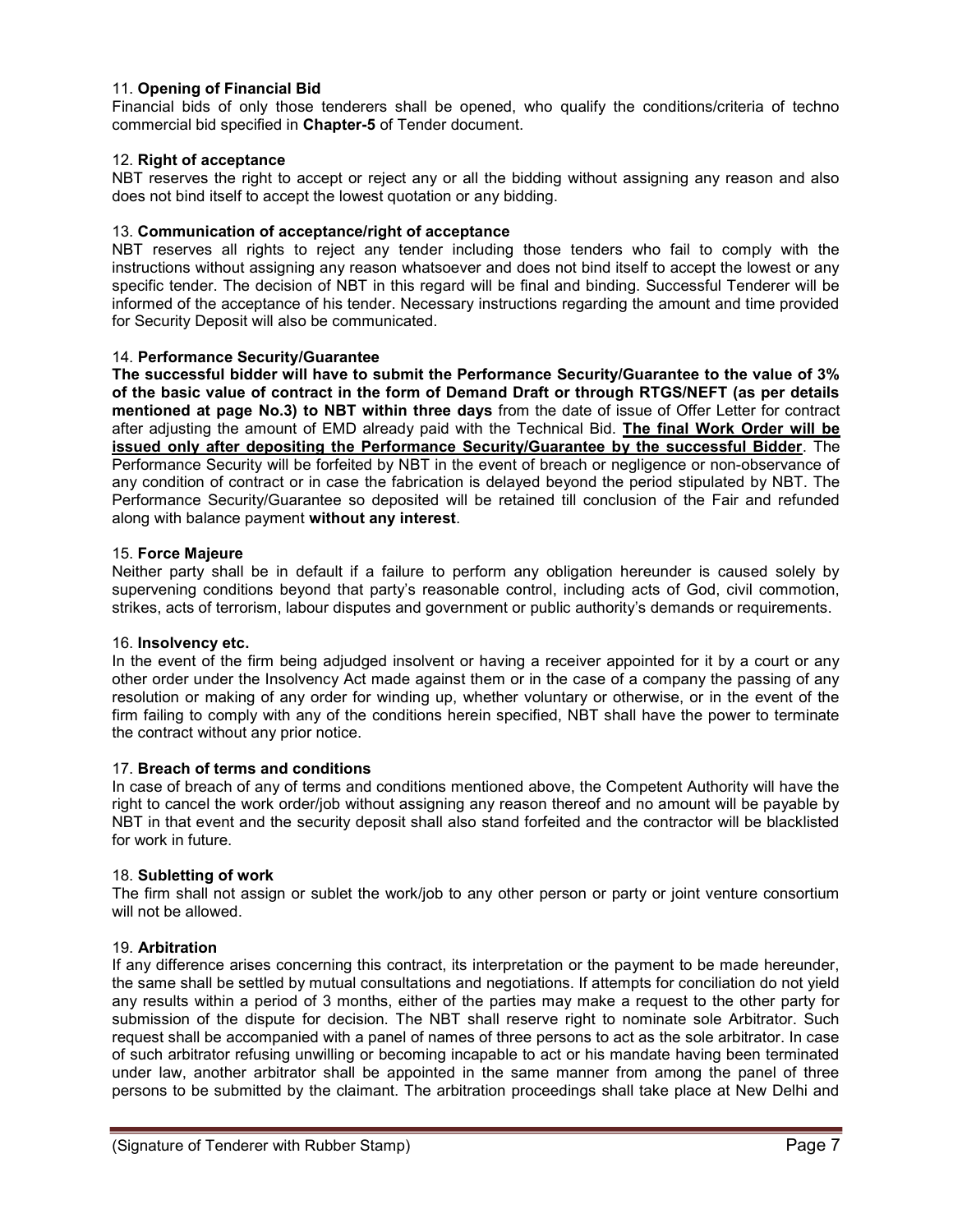11. **Opening of Financial Bid**
Financial bids of only those tenderers shall be opened, who qualify the conditions/criteria of techno commercial bid specified in **Chapter-5** of Tender document.

12. **Right of acceptance**
NBT reserves the right to accept or reject any or all the bidding without assigning any reason and also does not bind itself to accept the lowest quotation or any bidding.

13. **Communication of acceptance/right of acceptance**
NBT reserves all rights to reject any tender including those tenders who fail to comply with the instructions without assigning any reason whatsoever and does not bind itself to accept the lowest or any specific tender. The decision of NBT in this regard will be final and binding. Successful Tenderer will be informed of the acceptance of his tender. Necessary instructions regarding the amount and time provided for Security Deposit will also be communicated.

14. **Performance Security/Guarantee**
**The successful bidder will have to submit the Performance Security/Guarantee to the value of 3% of the basic value of contract in the form of Demand Draft or through RTGS/NEFT (as per details mentioned at page No.3) to NBT within three days** from the date of issue of Offer Letter for contract after adjusting the amount of EMD already paid with the Technical Bid. **<u>The final Work Order will be issued only after depositing the Performance Security/Guarantee by the successful Bidder</u>**. The Performance Security will be forfeited by NBT in the event of breach or negligence or non-observance of any condition of contract or in case the fabrication is delayed beyond the period stipulated by NBT. The Performance Security/Guarantee so deposited will be retained till conclusion of the Fair and refunded along with balance payment **without any interest**.

15. **Force Majeure**
Neither party shall be in default if a failure to perform any obligation hereunder is caused solely by supervening conditions beyond that party's reasonable control, including acts of God, civil commotion, strikes, acts of terrorism, labour disputes and government or public authority's demands or requirements.

16. **Insolvency etc.**
In the event of the firm being adjudged insolvent or having a receiver appointed for it by a court or any other order under the Insolvency Act made against them or in the case of a company the passing of any resolution or making of any order for winding up, whether voluntary or otherwise, or in the event of the firm failing to comply with any of the conditions herein specified, NBT shall have the power to terminate the contract without any prior notice.

17. **Breach of terms and conditions**
In case of breach of any of terms and conditions mentioned above, the Competent Authority will have the right to cancel the work order/job without assigning any reason thereof and no amount will be payable by NBT in that event and the security deposit shall also stand forfeited and the contractor will be blacklisted for work in future.

18. **Subletting of work**
The firm shall not assign or sublet the work/job to any other person or party or joint venture consortium will not be allowed.

19. **Arbitration**
If any difference arises concerning this contract, its interpretation or the payment to be made hereunder, the same shall be settled by mutual consultations and negotiations. If attempts for conciliation do not yield any results within a period of 3 months, either of the parties may make a request to the other party for submission of the dispute for decision. The NBT shall reserve right to nominate sole Arbitrator. Such request shall be accompanied with a panel of names of three persons to act as the sole arbitrator. In case of such arbitrator refusing unwilling or becoming incapable to act or his mandate having been terminated under law, another arbitrator shall be appointed in the same manner from among the panel of three persons to be submitted by the claimant. The arbitration proceedings shall take place at New Delhi and

(Signature of Tenderer with Rubber Stamp)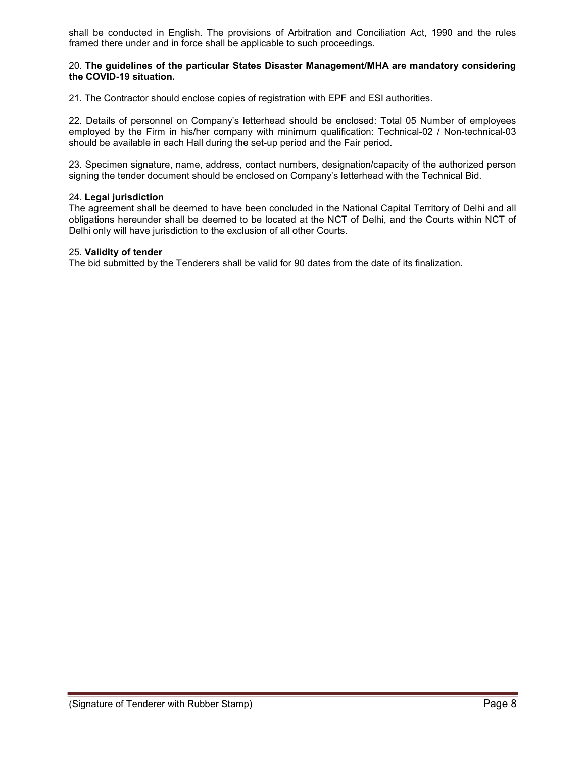shall be conducted in English. The provisions of Arbitration and Conciliation Act, 1990 and the rules framed there under and in force shall be applicable to such proceedings.

20. **The guidelines of the particular States Disaster Management/MHA are mandatory considering the COVID-19 situation.**

21. The Contractor should enclose copies of registration with EPF and ESI authorities.

22. Details of personnel on Company's letterhead should be enclosed: Total 05 Number of employees employed by the Firm in his/her company with minimum qualification: Technical-02 / Non-technical-03 should be available in each Hall during the set-up period and the Fair period.

23. Specimen signature, name, address, contact numbers, designation/capacity of the authorized person signing the tender document should be enclosed on Company's letterhead with the Technical Bid.

24. **Legal jurisdiction**
The agreement shall be deemed to have been concluded in the National Capital Territory of Delhi and all obligations hereunder shall be deemed to be located at the NCT of Delhi, and the Courts within NCT of Delhi only will have jurisdiction to the exclusion of all other Courts.

25. **Validity of tender**
The bid submitted by the Tenderers shall be valid for 90 dates from the date of its finalization.

(Signature of Tenderer with Rubber Stamp)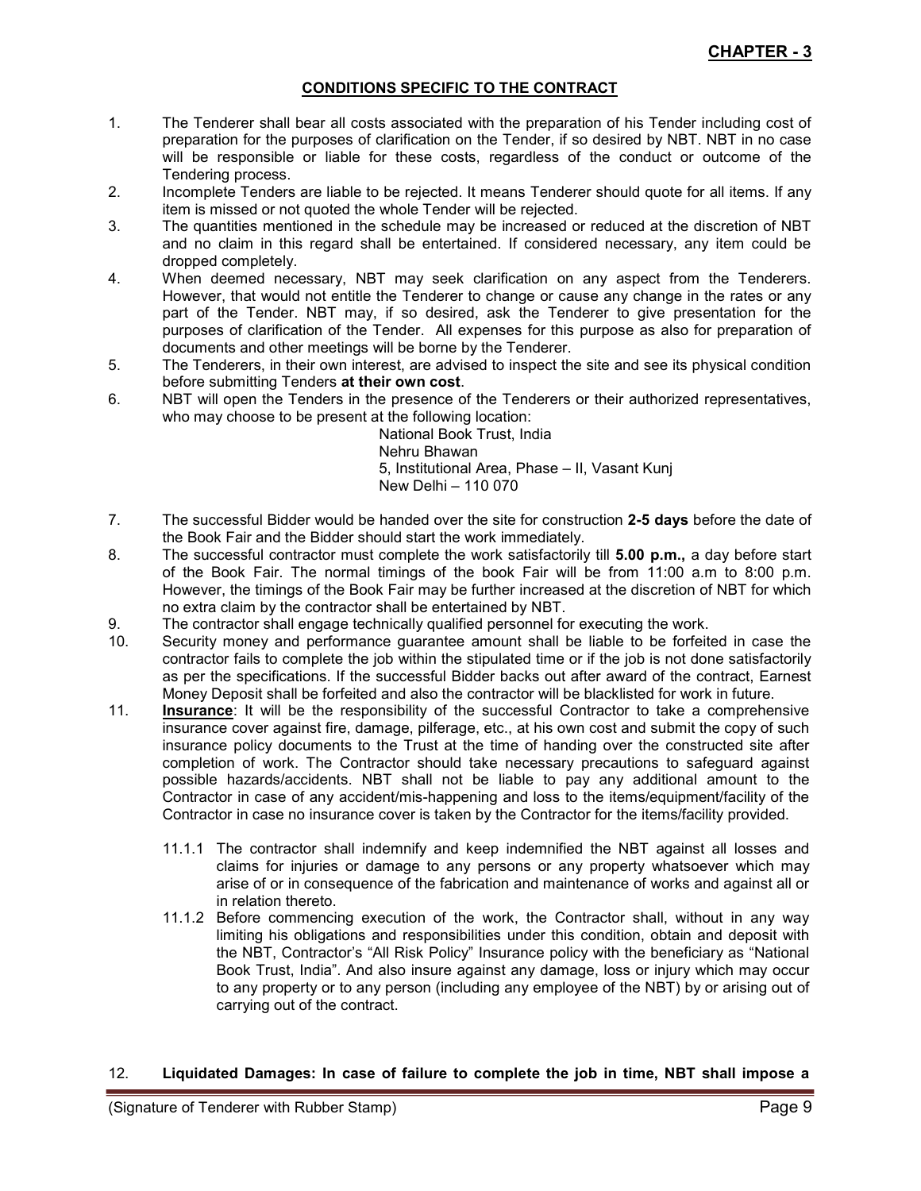# CHAPTER - 3

## CONDITIONS SPECIFIC TO THE CONTRACT

1. The Tenderer shall bear all costs associated with the preparation of his Tender including cost of preparation for the purposes of clarification on the Tender, if so desired by NBT. NBT in no case will be responsible or liable for these costs, regardless of the conduct or outcome of the Tendering process.
2. Incomplete Tenders are liable to be rejected. It means Tenderer should quote for all items. If any item is missed or not quoted the whole Tender will be rejected.
3. The quantities mentioned in the schedule may be increased or reduced at the discretion of NBT and no claim in this regard shall be entertained. If considered necessary, any item could be dropped completely.
4. When deemed necessary, NBT may seek clarification on any aspect from the Tenderers. However, that would not entitle the Tenderer to change or cause any change in the rates or any part of the Tender. NBT may, if so desired, ask the Tenderer to give presentation for the purposes of clarification of the Tender. All expenses for this purpose as also for preparation of documents and other meetings will be borne by the Tenderer.
5. The Tenderers, in their own interest, are advised to inspect the site and see its physical condition before submitting Tenders **at their own cost**.
6. NBT will open the Tenders in the presence of the Tenderers or their authorized representatives, who may choose to be present at the following location:

   National Book Trust, India
   Nehru Bhawan
   5, Institutional Area, Phase – II, Vasant Kunj
   New Delhi – 110 070

7. The successful Bidder would be handed over the site for construction **2-5 days** before the date of the Book Fair and the Bidder should start the work immediately.
8. The successful contractor must complete the work satisfactorily till **5.00 p.m.,** a day before start of the Book Fair. The normal timings of the book Fair will be from 11:00 a.m to 8:00 p.m. However, the timings of the Book Fair may be further increased at the discretion of NBT for which no extra claim by the contractor shall be entertained by NBT.
9. The contractor shall engage technically qualified personnel for executing the work.
10. Security money and performance guarantee amount shall be liable to be forfeited in case the contractor fails to complete the job within the stipulated time or if the job is not done satisfactorily as per the specifications. If the successful Bidder backs out after award of the contract, Earnest Money Deposit shall be forfeited and also the contractor will be blacklisted for work in future.
11. **Insurance**: It will be the responsibility of the successful Contractor to take a comprehensive insurance cover against fire, damage, pilferage, etc., at his own cost and submit the copy of such insurance policy documents to the Trust at the time of handing over the constructed site after completion of work. The Contractor should take necessary precautions to safeguard against possible hazards/accidents. NBT shall not be liable to pay any additional amount to the Contractor in case of any accident/mis-happening and loss to the items/equipment/facility of the Contractor in case no insurance cover is taken by the Contractor for the items/facility provided.

    11.1.1 The contractor shall indemnify and keep indemnified the NBT against all losses and claims for injuries or damage to any persons or any property whatsoever which may arise of or in consequence of the fabrication and maintenance of works and against all or in relation thereto.

    11.1.2 Before commencing execution of the work, the Contractor shall, without in any way limiting his obligations and responsibilities under this condition, obtain and deposit with the NBT, Contractor's "All Risk Policy" Insurance policy with the beneficiary as "National Book Trust, India". And also insure against any damage, loss or injury which may occur to any property or to any person (including any employee of the NBT) by or arising out of carrying out of the contract.

12. **Liquidated Damages: In case of failure to complete the job in time, NBT shall impose a**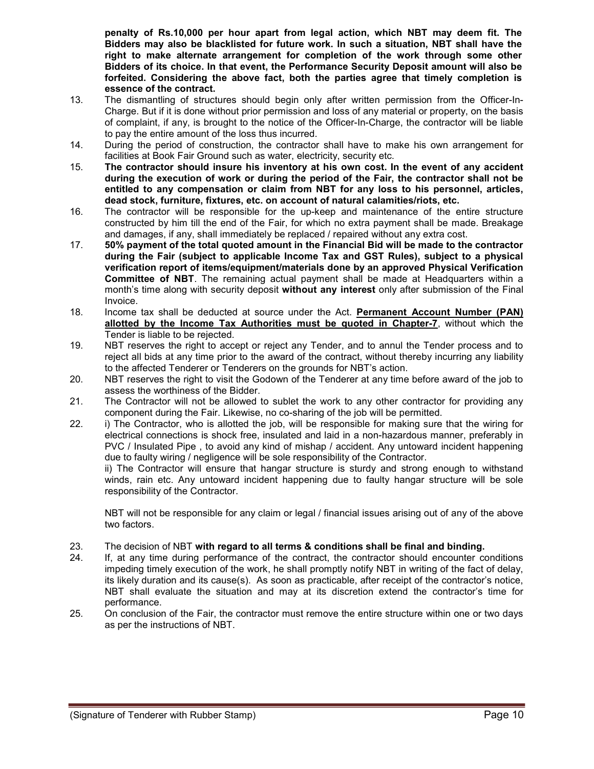**penalty of Rs.10,000 per hour apart from legal action, which NBT may deem fit. The Bidders may also be blacklisted for future work. In such a situation, NBT shall have the right to make alternate arrangement for completion of the work through some other Bidders of its choice. In that event, the Performance Security Deposit amount will also be forfeited. Considering the above fact, both the parties agree that timely completion is essence of the contract.**

13. The dismantling of structures should begin only after written permission from the Officer-In-Charge. But if it is done without prior permission and loss of any material or property, on the basis of complaint, if any, is brought to the notice of the Officer-In-Charge, the contractor will be liable to pay the entire amount of the loss thus incurred.
14. During the period of construction, the contractor shall have to make his own arrangement for facilities at Book Fair Ground such as water, electricity, security etc.
15. **The contractor should insure his inventory at his own cost. In the event of any accident during the execution of work or during the period of the Fair, the contractor shall not be entitled to any compensation or claim from NBT for any loss to his personnel, articles, dead stock, furniture, fixtures, etc. on account of natural calamities/riots, etc.**
16. The contractor will be responsible for the up-keep and maintenance of the entire structure constructed by him till the end of the Fair, for which no extra payment shall be made. Breakage and damages, if any, shall immediately be replaced / repaired without any extra cost.
17. **50% payment of the total quoted amount in the Financial Bid will be made to the contractor during the Fair (subject to applicable Income Tax and GST Rules), subject to a physical verification report of items/equipment/materials done by an approved Physical Verification Committee of NBT**. The remaining actual payment shall be made at Headquarters within a month's time along with security deposit **without any interest** only after submission of the Final Invoice.
18. Income tax shall be deducted at source under the Act. **Permanent Account Number (PAN) allotted by the Income Tax Authorities must be quoted in Chapter-7**, without which the Tender is liable to be rejected.
19. NBT reserves the right to accept or reject any Tender, and to annul the Tender process and to reject all bids at any time prior to the award of the contract, without thereby incurring any liability to the affected Tenderer or Tenderers on the grounds for NBT's action.
20. NBT reserves the right to visit the Godown of the Tenderer at any time before award of the job to assess the worthiness of the Bidder.
21. The Contractor will not be allowed to sublet the work to any other contractor for providing any component during the Fair. Likewise, no co-sharing of the job will be permitted.
22. i) The Contractor, who is allotted the job, will be responsible for making sure that the wiring for electrical connections is shock free, insulated and laid in a non-hazardous manner, preferably in PVC / Insulated Pipe , to avoid any kind of mishap / accident. Any untoward incident happening due to faulty wiring / negligence will be sole responsibility of the Contractor.

    ii) The Contractor will ensure that hangar structure is sturdy and strong enough to withstand winds, rain etc. Any untoward incident happening due to faulty hangar structure will be sole responsibility of the Contractor.

    NBT will not be responsible for any claim or legal / financial issues arising out of any of the above two factors.

23. The decision of NBT **with regard to all terms & conditions shall be final and binding.**
24. If, at any time during performance of the contract, the contractor should encounter conditions impeding timely execution of the work, he shall promptly notify NBT in writing of the fact of delay, its likely duration and its cause(s). As soon as practicable, after receipt of the contractor's notice, NBT shall evaluate the situation and may at its discretion extend the contractor's time for performance.
25. On conclusion of the Fair, the contractor must remove the entire structure within one or two days as per the instructions of NBT.

(Signature of Tenderer with Rubber Stamp)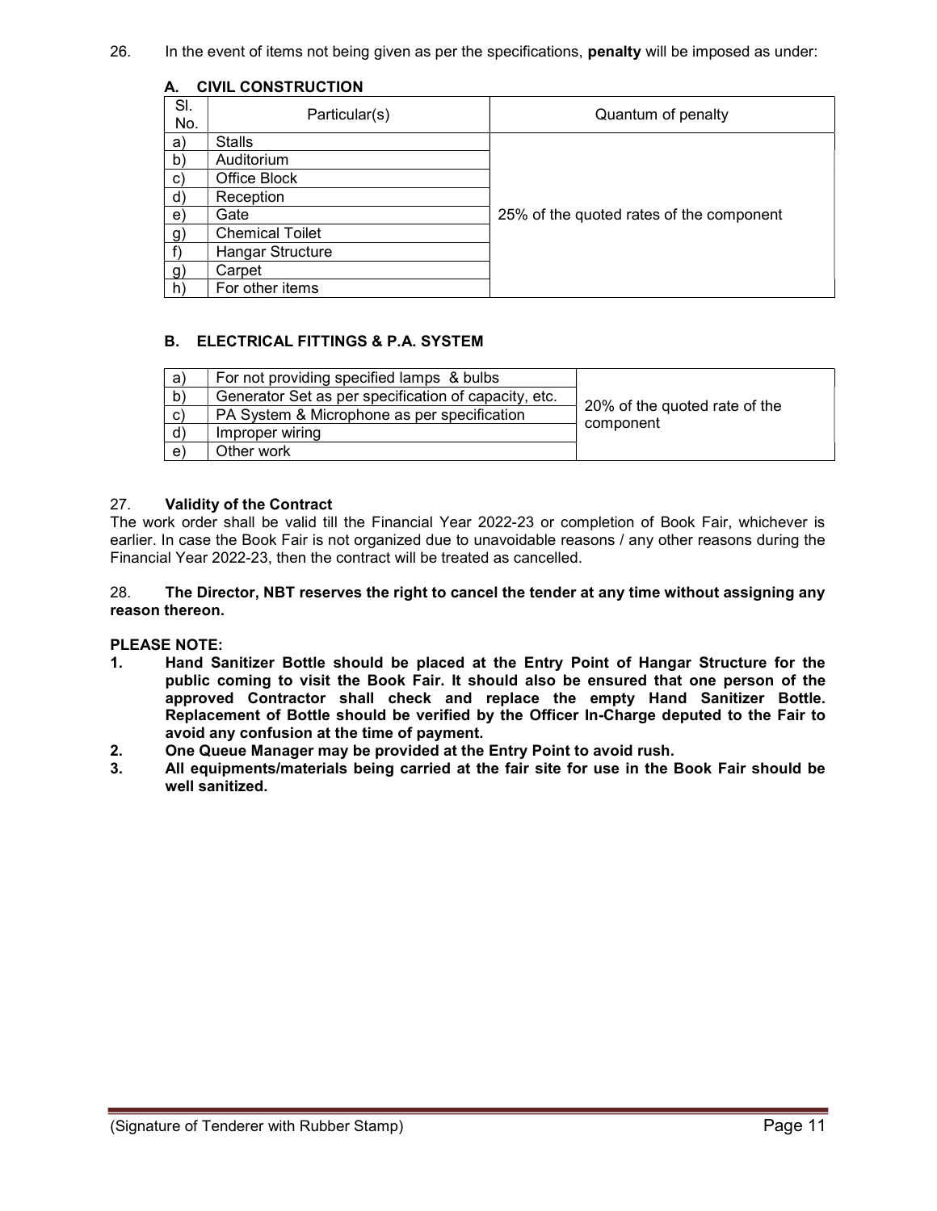26. In the event of items not being given as per the specifications, **penalty** will be imposed as under:

**A. CIVIL CONSTRUCTION**

| Sl. No. | Particular(s) | Quantum of penalty |
|---|---|---|
| a) | Stalls | 25% of the quoted rates of the component |
| b) | Auditorium | |
| c) | Office Block | |
| d) | Reception | |
| e) | Gate | |
| g) | Chemical Toilet | |
| f) | Hangar Structure | |
| g) | Carpet | |
| h) | For other items | |

**B. ELECTRICAL FITTINGS & P.A. SYSTEM**

| | | |
|---|---|---|
| a) | For not providing specified lamps & bulbs | 20% of the quoted rate of the component |
| b) | Generator Set as per specification of capacity, etc. | |
| c) | PA System & Microphone as per specification | |
| d) | Improper wiring | |
| e) | Other work | |

27. **Validity of the Contract**

The work order shall be valid till the Financial Year 2022-23 or completion of Book Fair, whichever is earlier. In case the Book Fair is not organized due to unavoidable reasons / any other reasons during the Financial Year 2022-23, then the contract will be treated as cancelled.

28. **The Director, NBT reserves the right to cancel the tender at any time without assigning any reason thereon.**

**PLEASE NOTE:**

1. **Hand Sanitizer Bottle should be placed at the Entry Point of Hangar Structure for the public coming to visit the Book Fair. It should also be ensured that one person of the approved Contractor shall check and replace the empty Hand Sanitizer Bottle. Replacement of Bottle should be verified by the Officer In-Charge deputed to the Fair to avoid any confusion at the time of payment.**
2. **One Queue Manager may be provided at the Entry Point to avoid rush.**
3. **All equipments/materials being carried at the fair site for use in the Book Fair should be well sanitized.**

(Signature of Tenderer with Rubber Stamp)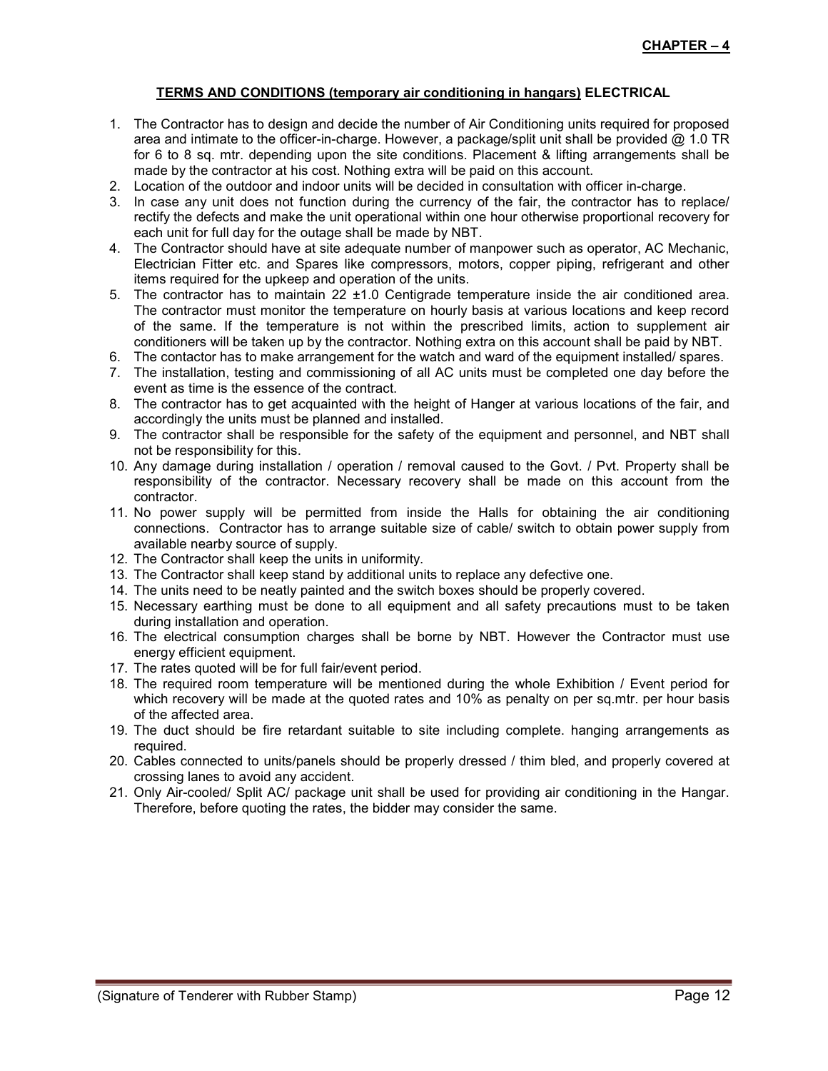**CHAPTER – 4**

## TERMS AND CONDITIONS (temporary air conditioning in hangars) ELECTRICAL

1. The Contractor has to design and decide the number of Air Conditioning units required for proposed area and intimate to the officer-in-charge. However, a package/split unit shall be provided @ 1.0 TR for 6 to 8 sq. mtr. depending upon the site conditions. Placement & lifting arrangements shall be made by the contractor at his cost. Nothing extra will be paid on this account.
2. Location of the outdoor and indoor units will be decided in consultation with officer in-charge.
3. In case any unit does not function during the currency of the fair, the contractor has to replace/ rectify the defects and make the unit operational within one hour otherwise proportional recovery for each unit for full day for the outage shall be made by NBT.
4. The Contractor should have at site adequate number of manpower such as operator, AC Mechanic, Electrician Fitter etc. and Spares like compressors, motors, copper piping, refrigerant and other items required for the upkeep and operation of the units.
5. The contractor has to maintain 22 ±1.0 Centigrade temperature inside the air conditioned area. The contractor must monitor the temperature on hourly basis at various locations and keep record of the same. If the temperature is not within the prescribed limits, action to supplement air conditioners will be taken up by the contractor. Nothing extra on this account shall be paid by NBT.
6. The contactor has to make arrangement for the watch and ward of the equipment installed/ spares.
7. The installation, testing and commissioning of all AC units must be completed one day before the event as time is the essence of the contract.
8. The contractor has to get acquainted with the height of Hanger at various locations of the fair, and accordingly the units must be planned and installed.
9. The contractor shall be responsible for the safety of the equipment and personnel, and NBT shall not be responsibility for this.
10. Any damage during installation / operation / removal caused to the Govt. / Pvt. Property shall be responsibility of the contractor. Necessary recovery shall be made on this account from the contractor.
11. No power supply will be permitted from inside the Halls for obtaining the air conditioning connections. Contractor has to arrange suitable size of cable/ switch to obtain power supply from available nearby source of supply.
12. The Contractor shall keep the units in uniformity.
13. The Contractor shall keep stand by additional units to replace any defective one.
14. The units need to be neatly painted and the switch boxes should be properly covered.
15. Necessary earthing must be done to all equipment and all safety precautions must to be taken during installation and operation.
16. The electrical consumption charges shall be borne by NBT. However the Contractor must use energy efficient equipment.
17. The rates quoted will be for full fair/event period.
18. The required room temperature will be mentioned during the whole Exhibition / Event period for which recovery will be made at the quoted rates and 10% as penalty on per sq.mtr. per hour basis of the affected area.
19. The duct should be fire retardant suitable to site including complete. hanging arrangements as required.
20. Cables connected to units/panels should be properly dressed / thim bled, and properly covered at crossing lanes to avoid any accident.
21. Only Air-cooled/ Split AC/ package unit shall be used for providing air conditioning in the Hangar. Therefore, before quoting the rates, the bidder may consider the same.

(Signature of Tenderer with Rubber Stamp)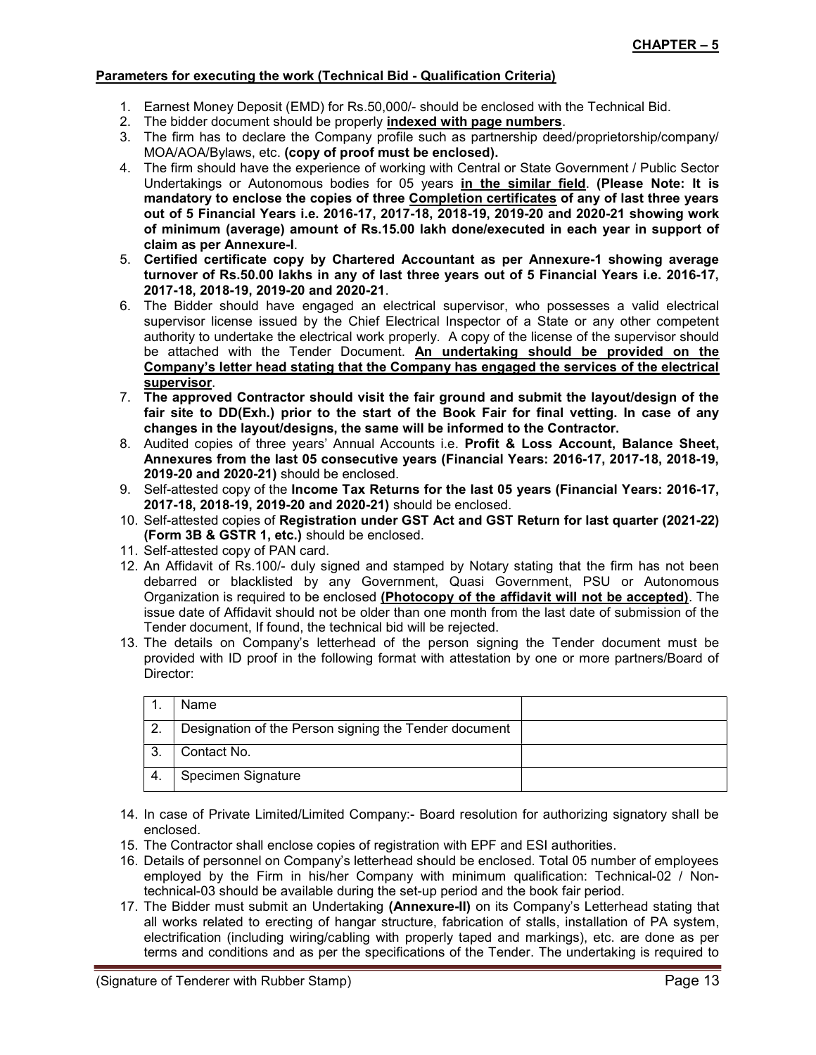**CHAPTER – 5**

**Parameters for executing the work (Technical Bid - Qualification Criteria)**

1. Earnest Money Deposit (EMD) for Rs.50,000/- should be enclosed with the Technical Bid.
2. The bidder document should be properly **indexed with page numbers**.
3. The firm has to declare the Company profile such as partnership deed/proprietorship/company/ MOA/AOA/Bylaws, etc. **(copy of proof must be enclosed).**
4. The firm should have the experience of working with Central or State Government / Public Sector Undertakings or Autonomous bodies for 05 years **in the similar field**. **(Please Note: It is mandatory to enclose the copies of three Completion certificates of any of last three years out of 5 Financial Years i.e. 2016-17, 2017-18, 2018-19, 2019-20 and 2020-21 showing work of minimum (average) amount of Rs.15.00 lakh done/executed in each year in support of claim as per Annexure-I**.
5. **Certified certificate copy by Chartered Accountant as per Annexure-1 showing average turnover of Rs.50.00 lakhs in any of last three years out of 5 Financial Years i.e. 2016-17, 2017-18, 2018-19, 2019-20 and 2020-21**.
6. The Bidder should have engaged an electrical supervisor, who possesses a valid electrical supervisor license issued by the Chief Electrical Inspector of a State or any other competent authority to undertake the electrical work properly. A copy of the license of the supervisor should be attached with the Tender Document. **An undertaking should be provided on the Company's letter head stating that the Company has engaged the services of the electrical supervisor**.
7. **The approved Contractor should visit the fair ground and submit the layout/design of the fair site to DD(Exh.) prior to the start of the Book Fair for final vetting. In case of any changes in the layout/designs, the same will be informed to the Contractor.**
8. Audited copies of three years' Annual Accounts i.e. **Profit & Loss Account, Balance Sheet, Annexures from the last 05 consecutive years (Financial Years: 2016-17, 2017-18, 2018-19, 2019-20 and 2020-21)** should be enclosed.
9. Self-attested copy of the **Income Tax Returns for the last 05 years (Financial Years: 2016-17, 2017-18, 2018-19, 2019-20 and 2020-21)** should be enclosed.
10. Self-attested copies of **Registration under GST Act and GST Return for last quarter (2021-22) (Form 3B & GSTR 1, etc.)** should be enclosed.
11. Self-attested copy of PAN card.
12. An Affidavit of Rs.100/- duly signed and stamped by Notary stating that the firm has not been debarred or blacklisted by any Government, Quasi Government, PSU or Autonomous Organization is required to be enclosed **(Photocopy of the affidavit will not be accepted)**. The issue date of Affidavit should not be older than one month from the last date of submission of the Tender document, If found, the technical bid will be rejected.
13. The details on Company's letterhead of the person signing the Tender document must be provided with ID proof in the following format with attestation by one or more partners/Board of Director:

| | | |
|---|---|---|
| 1. | Name | |
| 2. | Designation of the Person signing the Tender document | |
| 3. | Contact No. | |
| 4. | Specimen Signature | |

14. In case of Private Limited/Limited Company:- Board resolution for authorizing signatory shall be enclosed.
15. The Contractor shall enclose copies of registration with EPF and ESI authorities.
16. Details of personnel on Company's letterhead should be enclosed. Total 05 number of employees employed by the Firm in his/her Company with minimum qualification: Technical-02 / Non-technical-03 should be available during the set-up period and the book fair period.
17. The Bidder must submit an Undertaking **(Annexure-II)** on its Company's Letterhead stating that all works related to erecting of hangar structure, fabrication of stalls, installation of PA system, electrification (including wiring/cabling with properly taped and markings), etc. are done as per terms and conditions and as per the specifications of the Tender. The undertaking is required to

(Signature of Tenderer with Rubber Stamp)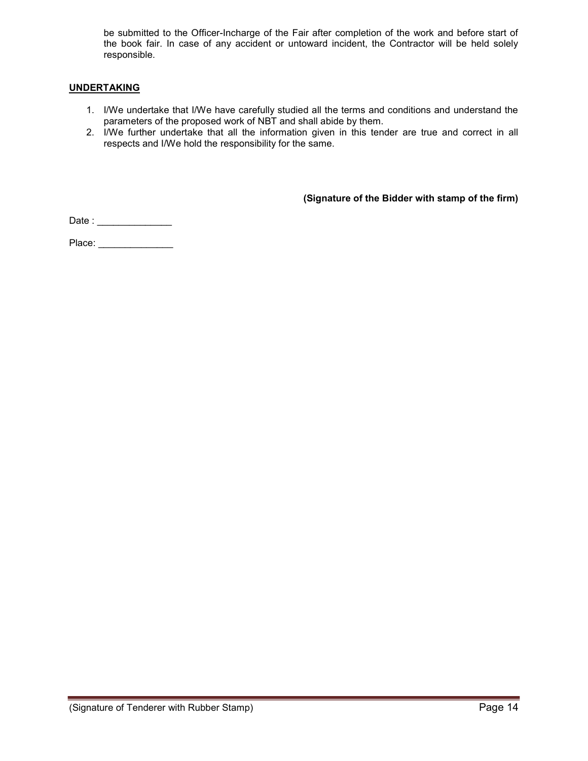be submitted to the Officer-Incharge of the Fair after completion of the work and before start of the book fair. In case of any accident or untoward incident, the Contractor will be held solely responsible.

**UNDERTAKING**

1. I/We undertake that I/We have carefully studied all the terms and conditions and understand the parameters of the proposed work of NBT and shall abide by them.
2. I/We further undertake that all the information given in this tender are true and correct in all respects and I/We hold the responsibility for the same.

**(Signature of the Bidder with stamp of the firm)**

Date : ______________

Place: ______________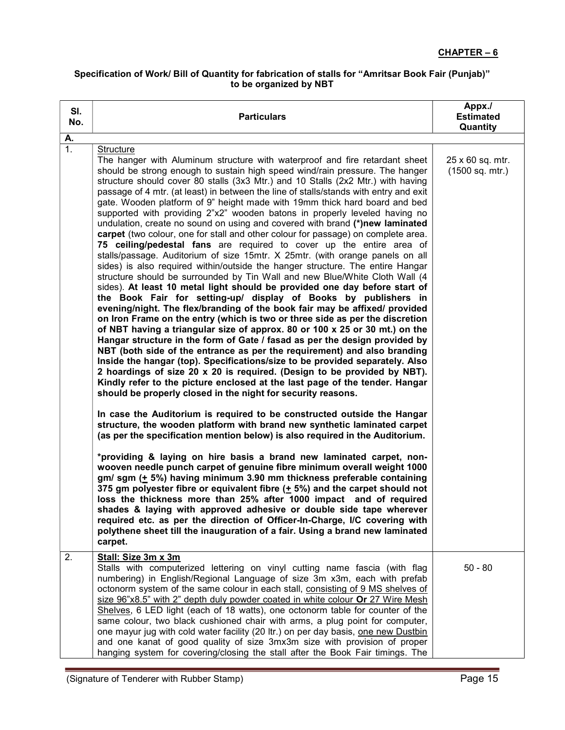**CHAPTER – 6**

**Specification of Work/ Bill of Quantity for fabrication of stalls for "Amritsar Book Fair (Punjab)" to be organized by NBT**

| Sl. No. | Particulars | Appx./ Estimated Quantity |
|---|---|---|
| **A.** | | |
| 1. | Structure<br>The hanger with Aluminum structure with waterproof and fire retardant sheet should be strong enough to sustain high speed wind/rain pressure. The hanger structure should cover 80 stalls (3x3 Mtr.) and 10 Stalls (2x2 Mtr.) with having passage of 4 mtr. (at least) in between the line of stalls/stands with entry and exit gate. Wooden platform of 9" height made with 19mm thick hard board and bed supported with providing 2"x2" wooden batons in properly leveled having no undulation, create no sound on using and covered with brand **(*)new laminated carpet** (two colour, one for stall and other colour for passage) on complete area. **75 ceiling/pedestal fans** are required to cover up the entire area of stalls/passage. Auditorium of size 15mtr. X 25mtr. (with orange panels on all sides) is also required within/outside the hanger structure. The entire Hangar structure should be surrounded by Tin Wall and new Blue/White Cloth Wall (4 sides). **At least 10 metal light should be provided one day before start of the Book Fair for setting-up/ display of Books by publishers in evening/night. The flex/branding of the book fair may be affixed/ provided on Iron Frame on the entry (which is two or three side as per the discretion of NBT having a triangular size of approx. 80 or 100 x 25 or 30 mt.) on the Hangar structure in the form of Gate / fasad as per the design provided by NBT (both side of the entrance as per the requirement) and also branding Inside the hangar (top). Specifications/size to be provided separately. Also 2 hoardings of size 20 x 20 is required. (Design to be provided by NBT). Kindly refer to the picture enclosed at the last page of the tender. Hangar should be properly closed in the night for security reasons.**<br><br>**In case the Auditorium is required to be constructed outside the Hangar structure, the wooden platform with brand new synthetic laminated carpet (as per the specification mention below) is also required in the Auditorium.**<br><br>**\*providing & laying on hire basis a brand new laminated carpet, non-wooven needle punch carpet of genuine fibre minimum overall weight 1000 gm/ sgm (± 5%) having minimum 3.90 mm thickness preferable containing 375 gm polyester fibre or equivalent fibre (± 5%) and the carpet should not loss the thickness more than 25% after 1000 impact and of required shades & laying with approved adhesive or double side tape wherever required etc. as per the direction of Officer-In-Charge, I/C covering with polythene sheet till the inauguration of a fair. Using a brand new laminated carpet.** | 25 x 60 sq. mtr. (1500 sq. mtr.) |
| 2. | **Stall: Size 3m x 3m**<br>Stalls with computerized lettering on vinyl cutting name fascia (with flag numbering) in English/Regional Language of size 3m x3m, each with prefab octonorm system of the same colour in each stall, consisting of 9 MS shelves of size 96"x8.5" with 2" depth duly powder coated in white colour **Or** 27 Wire Mesh Shelves, 6 LED light (each of 18 watts), one octonorm table for counter of the same colour, two black cushioned chair with arms, a plug point for computer, one mayur jug with cold water facility (20 ltr.) on per day basis, one new Dustbin and one kanat of good quality of size 3mx3m size with provision of proper hanging system for covering/closing the stall after the Book Fair timings. The | 50 - 80 |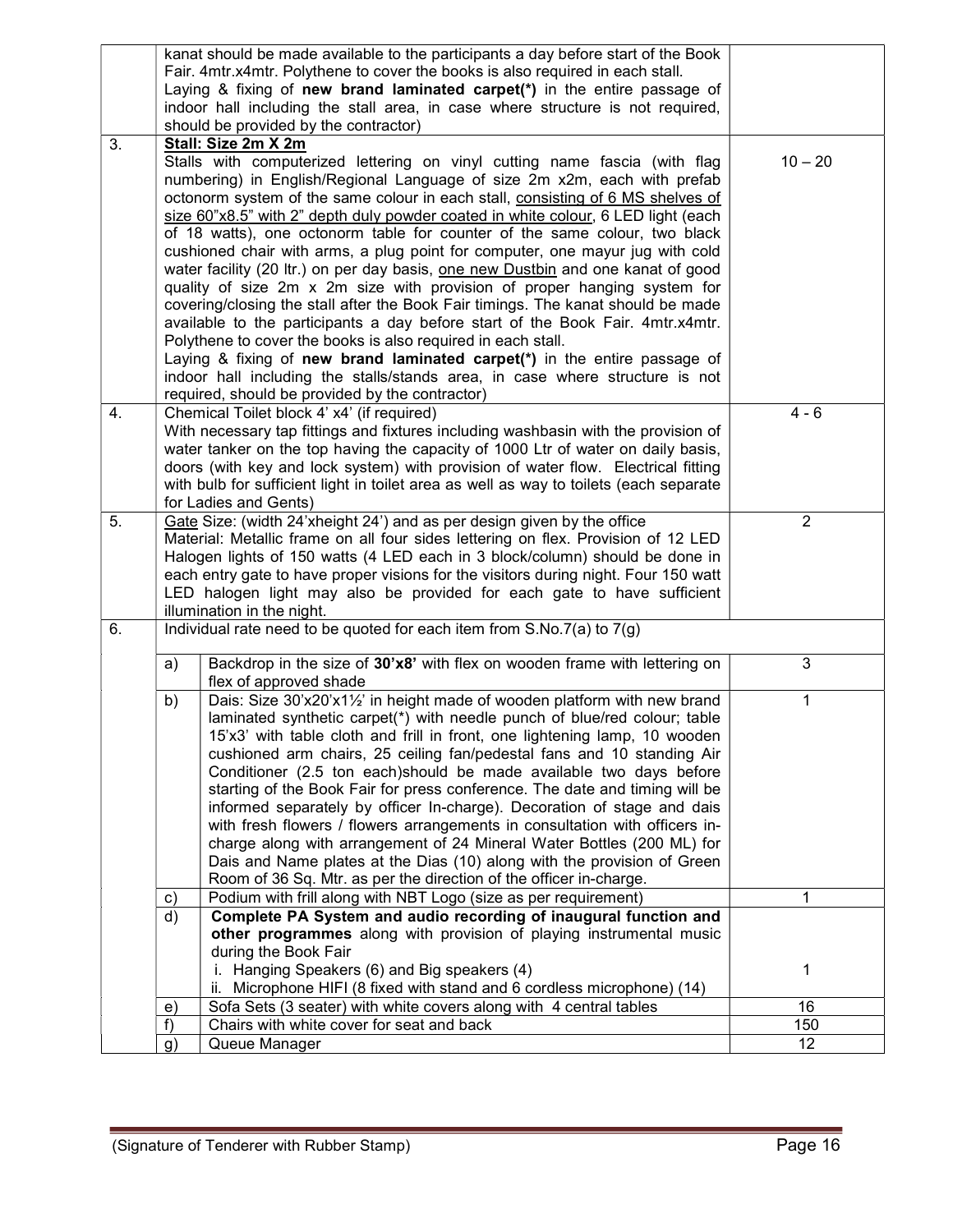| | | | |
|---|---|---|---|
| | kanat should be made available to the participants a day before start of the Book Fair. 4mtr.x4mtr. Polythene to cover the books is also required in each stall. Laying & fixing of **new brand laminated carpet(*)** in the entire passage of indoor hall including the stall area, in case where structure is not required, should be provided by the contractor) | | |
| 3. | **Stall: Size 2m X 2m** Stalls with computerized lettering on vinyl cutting name fascia (with flag numbering) in English/Regional Language of size 2m x2m, each with prefab octonorm system of the same colour in each stall, consisting of 6 MS shelves of size 60"x8.5" with 2" depth duly powder coated in white colour, 6 LED light (each of 18 watts), one octonorm table for counter of the same colour, two black cushioned chair with arms, a plug point for computer, one mayur jug with cold water facility (20 ltr.) on per day basis, one new Dustbin and one kanat of good quality of size 2m x 2m size with provision of proper hanging system for covering/closing the stall after the Book Fair timings. The kanat should be made available to the participants a day before start of the Book Fair. 4mtr.x4mtr. Polythene to cover the books is also required in each stall. Laying & fixing of **new brand laminated carpet(*)** in the entire passage of indoor hall including the stalls/stands area, in case where structure is not required, should be provided by the contractor) | | 10 – 20 |
| 4. | Chemical Toilet block 4' x4' (if required) With necessary tap fittings and fixtures including washbasin with the provision of water tanker on the top having the capacity of 1000 Ltr of water on daily basis, doors (with key and lock system) with provision of water flow. Electrical fitting with bulb for sufficient light in toilet area as well as way to toilets (each separate for Ladies and Gents) | | 4 - 6 |
| 5. | Gate Size: (width 24'xheight 24') and as per design given by the office Material: Metallic frame on all four sides lettering on flex. Provision of 12 LED Halogen lights of 150 watts (4 LED each in 3 block/column) should be done in each entry gate to have proper visions for the visitors during night. Four 150 watt LED halogen light may also be provided for each gate to have sufficient illumination in the night. | | 2 |
| 6. | Individual rate need to be quoted for each item from S.No.7(a) to 7(g) | | |
| | a) | Backdrop in the size of **30'x8'** with flex on wooden frame with lettering on flex of approved shade | 3 |
| | b) | Dais: Size 30'x20'x1½' in height made of wooden platform with new brand laminated synthetic carpet(*) with needle punch of blue/red colour; table 15'x3' with table cloth and frill in front, one lightening lamp, 10 wooden cushioned arm chairs, 25 ceiling fan/pedestal fans and 10 standing Air Conditioner (2.5 ton each)should be made available two days before starting of the Book Fair for press conference. The date and timing will be informed separately by officer In-charge). Decoration of stage and dais with fresh flowers / flowers arrangements in consultation with officers in-charge along with arrangement of 24 Mineral Water Bottles (200 ML) for Dais and Name plates at the Dias (10) along with the provision of Green Room of 36 Sq. Mtr. as per the direction of the officer in-charge. | 1 |
| | c) | Podium with frill along with NBT Logo (size as per requirement) | 1 |
| | d) | **Complete PA System and audio recording of inaugural function and other programmes** along with provision of playing instrumental music during the Book Fair i. Hanging Speakers (6) and Big speakers (4) ii. Microphone HIFI (8 fixed with stand and 6 cordless microphone) (14) | 1 |
| | e) | Sofa Sets (3 seater) with white covers along with 4 central tables | 16 |
| | f) | Chairs with white cover for seat and back | 150 |
| | g) | Queue Manager | 12 |

(Signature of Tenderer with Rubber Stamp)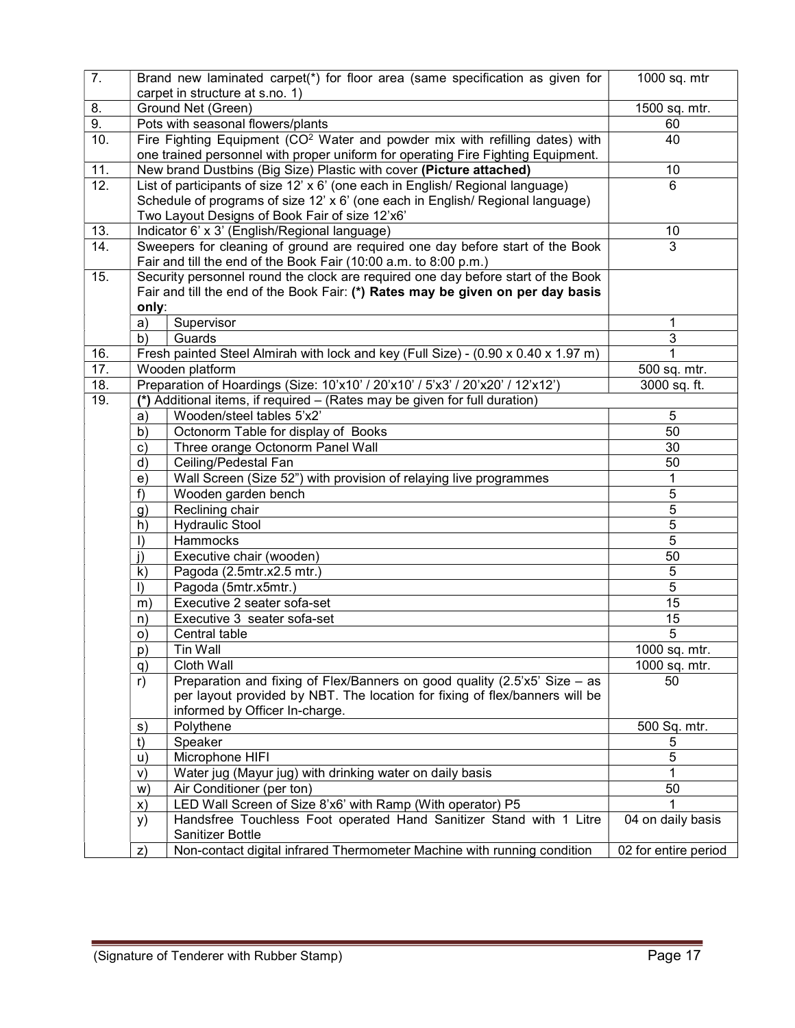| | | | |
|---|---|---|---|
| 7. | Brand new laminated carpet(*) for floor area (same specification as given for carpet in structure at s.no. 1) | | 1000 sq. mtr |
| 8. | Ground Net (Green) | | 1500 sq. mtr. |
| 9. | Pots with seasonal flowers/plants | | 60 |
| 10. | Fire Fighting Equipment ($CO^2$ Water and powder mix with refilling dates) with one trained personnel with proper uniform for operating Fire Fighting Equipment. | | 40 |
| 11. | New brand Dustbins (Big Size) Plastic with cover **(Picture attached)** | | 10 |
| 12. | List of participants of size 12' x 6' (one each in English/ Regional language)<br>Schedule of programs of size 12' x 6' (one each in English/ Regional language)<br>Two Layout Designs of Book Fair of size 12'x6' | | 6 |
| 13. | Indicator 6' x 3' (English/Regional language) | | 10 |
| 14. | Sweepers for cleaning of ground are required one day before start of the Book Fair and till the end of the Book Fair (10:00 a.m. to 8:00 p.m.) | | 3 |
| 15. | Security personnel round the clock are required one day before start of the Book Fair and till the end of the Book Fair: **(*) Rates may be given on per day basis only**: | | |
| | a) | Supervisor | 1 |
| | b) | Guards | 3 |
| 16. | Fresh painted Steel Almirah with lock and key (Full Size) - (0.90 x 0.40 x 1.97 m) | | 1 |
| 17. | Wooden platform | | 500 sq. mtr. |
| 18. | Preparation of Hoardings (Size: 10'x10' / 20'x10' / 5'x3' / 20'x20' / 12'x12') | | 3000 sq. ft. |
| 19. | **(*)** Additional items, if required – (Rates may be given for full duration) | | |
| | a) | Wooden/steel tables 5'x2' | 5 |
| | b) | Octonorm Table for display of Books | 50 |
| | c) | Three orange Octonorm Panel Wall | 30 |
| | d) | Ceiling/Pedestal Fan | 50 |
| | e) | Wall Screen (Size 52") with provision of relaying live programmes | 1 |
| | f) | Wooden garden bench | 5 |
| | g) | Reclining chair | 5 |
| | h) | Hydraulic Stool | 5 |
| | I) | Hammocks | 5 |
| | j) | Executive chair (wooden) | 50 |
| | k) | Pagoda (2.5mtr.x2.5 mtr.) | 5 |
| | l) | Pagoda (5mtr.x5mtr.) | 5 |
| | m) | Executive 2 seater sofa-set | 15 |
| | n) | Executive 3 seater sofa-set | 15 |
| | o) | Central table | 5 |
| | p) | Tin Wall | 1000 sq. mtr. |
| | q) | Cloth Wall | 1000 sq. mtr. |
| | r) | Preparation and fixing of Flex/Banners on good quality (2.5'x5' Size – as per layout provided by NBT. The location for fixing of flex/banners will be informed by Officer In-charge. | 50 |
| | s) | Polythene | 500 Sq. mtr. |
| | t) | Speaker | 5 |
| | u) | Microphone HIFI | 5 |
| | v) | Water jug (Mayur jug) with drinking water on daily basis | 1 |
| | w) | Air Conditioner (per ton) | 50 |
| | x) | LED Wall Screen of Size 8'x6' with Ramp (With operator) P5 | 1 |
| | y) | Handsfree Touchless Foot operated Hand Sanitizer Stand with 1 Litre Sanitizer Bottle | 04 on daily basis |
| | z) | Non-contact digital infrared Thermometer Machine with running condition | 02 for entire period |

(Signature of Tenderer with Rubber Stamp)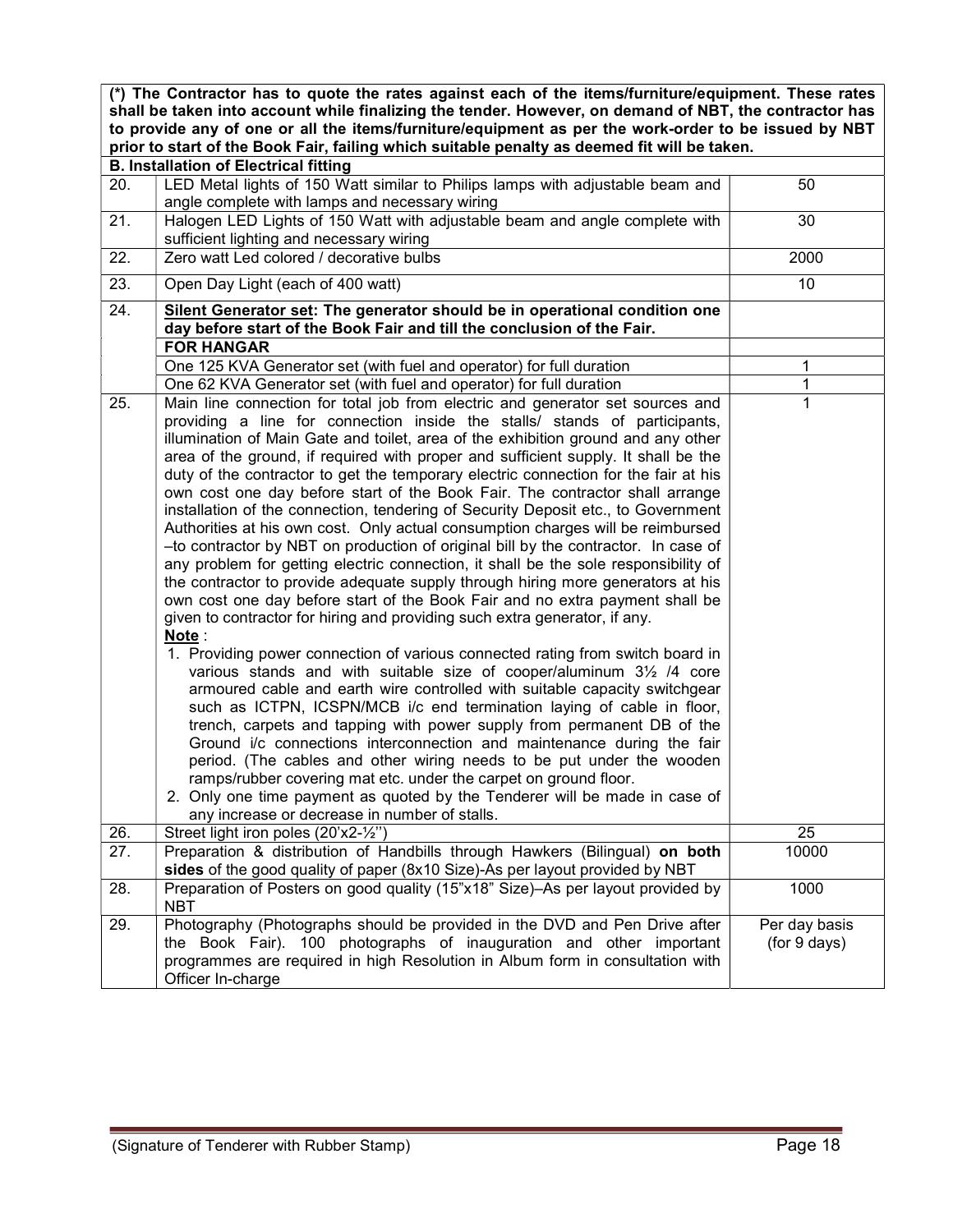**(*) The Contractor has to quote the rates against each of the items/furniture/equipment. These rates shall be taken into account while finalizing the tender. However, on demand of NBT, the contractor has to provide any of one or all the items/furniture/equipment as per the work-order to be issued by NBT prior to start of the Book Fair, failing which suitable penalty as deemed fit will be taken.**

| | **B. Installation of Electrical fitting** | |
|---|---|---|
| 20. | LED Metal lights of 150 Watt similar to Philips lamps with adjustable beam and angle complete with lamps and necessary wiring | 50 |
| 21. | Halogen LED Lights of 150 Watt with adjustable beam and angle complete with sufficient lighting and necessary wiring | 30 |
| 22. | Zero watt Led colored / decorative bulbs | 2000 |
| 23. | Open Day Light (each of 400 watt) | 10 |
| 24. | **Silent Generator set: The generator should be in operational condition one day before start of the Book Fair and till the conclusion of the Fair.** | |
| | **FOR HANGAR** | |
| | One 125 KVA Generator set (with fuel and operator) for full duration | 1 |
| | One 62 KVA Generator set (with fuel and operator) for full duration | 1 |
| 25. | Main line connection for total job from electric and generator set sources and providing a line for connection inside the stalls/ stands of participants, illumination of Main Gate and toilet, area of the exhibition ground and any other area of the ground, if required with proper and sufficient supply. It shall be the duty of the contractor to get the temporary electric connection for the fair at his own cost one day before start of the Book Fair. The contractor shall arrange installation of the connection, tendering of Security Deposit etc., to Government Authorities at his own cost. Only actual consumption charges will be reimbursed –to contractor by NBT on production of original bill by the contractor. In case of any problem for getting electric connection, it shall be the sole responsibility of the contractor to provide adequate supply through hiring more generators at his own cost one day before start of the Book Fair and no extra payment shall be given to contractor for hiring and providing such extra generator, if any.<br>**Note** :<br>1. Providing power connection of various connected rating from switch board in various stands and with suitable size of cooper/aluminum 3½ /4 core armoured cable and earth wire controlled with suitable capacity switchgear such as ICTPN, ICSPN/MCB i/c end termination laying of cable in floor, trench, carpets and tapping with power supply from permanent DB of the Ground i/c connections interconnection and maintenance during the fair period. (The cables and other wiring needs to be put under the wooden ramps/rubber covering mat etc. under the carpet on ground floor.<br>2. Only one time payment as quoted by the Tenderer will be made in case of any increase or decrease in number of stalls. | 1 |
| 26. | Street light iron poles (20'x2-½'') | 25 |
| 27. | Preparation & distribution of Handbills through Hawkers (Bilingual) **on both sides** of the good quality of paper (8x10 Size)-As per layout provided by NBT | 10000 |
| 28. | Preparation of Posters on good quality (15"x18" Size)–As per layout provided by NBT | 1000 |
| 29. | Photography (Photographs should be provided in the DVD and Pen Drive after the Book Fair). 100 photographs of inauguration and other important programmes are required in high Resolution in Album form in consultation with Officer In-charge | Per day basis (for 9 days) |

(Signature of Tenderer with Rubber Stamp)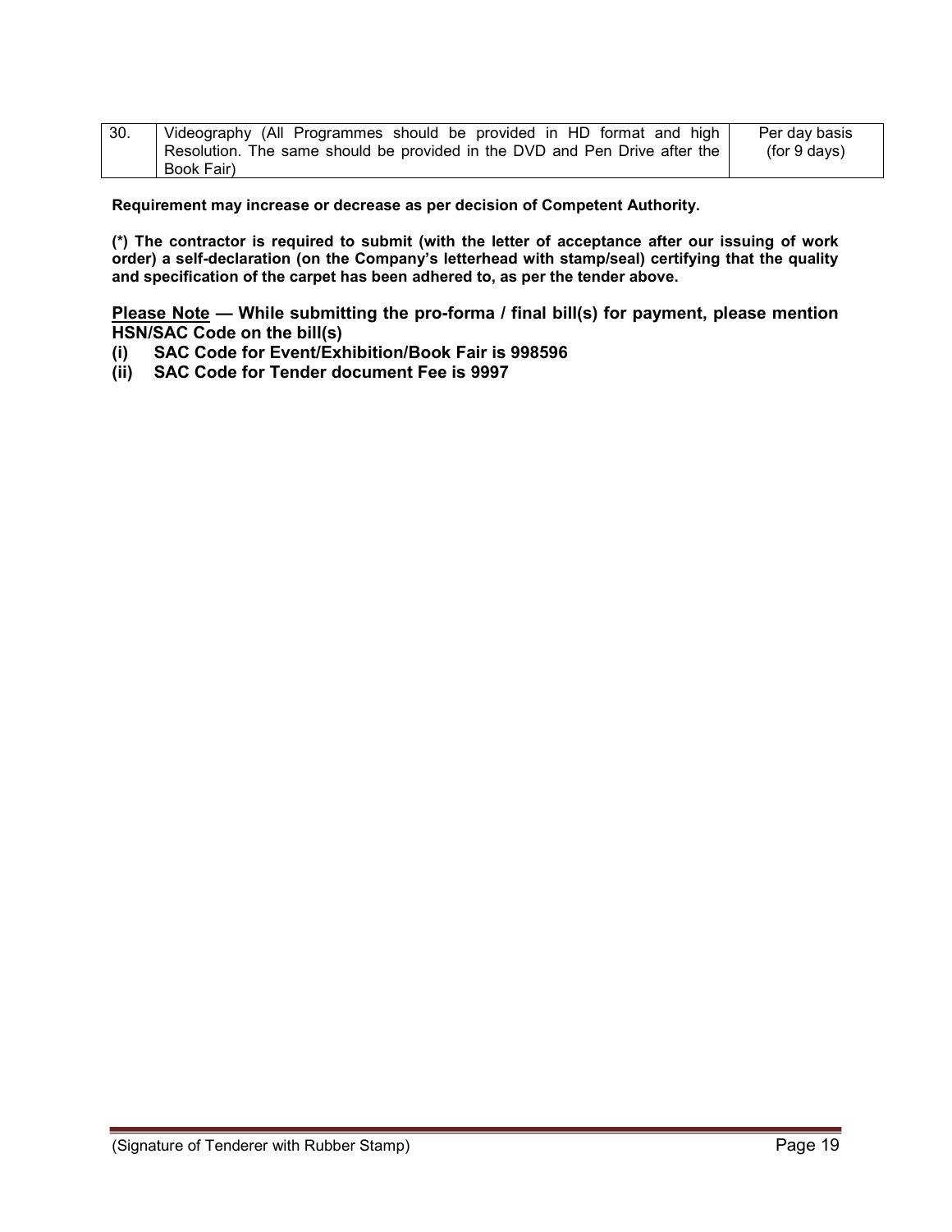| 30. | Videography (All Programmes should be provided in HD format and high Resolution. The same should be provided in the DVD and Pen Drive after the Book Fair) | Per day basis (for 9 days) |
|---|---|---|

**Requirement may increase or decrease as per decision of Competent Authority.**

**(*) The contractor is required to submit (with the letter of acceptance after our issuing of work order) a self-declaration (on the Company's letterhead with stamp/seal) certifying that the quality and specification of the carpet has been adhered to, as per the tender above.**

**<u>Please Note</u> — While submitting the pro-forma / final bill(s) for payment, please mention HSN/SAC Code on the bill(s)**

**(i) SAC Code for Event/Exhibition/Book Fair is 998596**

**(ii) SAC Code for Tender document Fee is 9997**

(Signature of Tenderer with Rubber Stamp)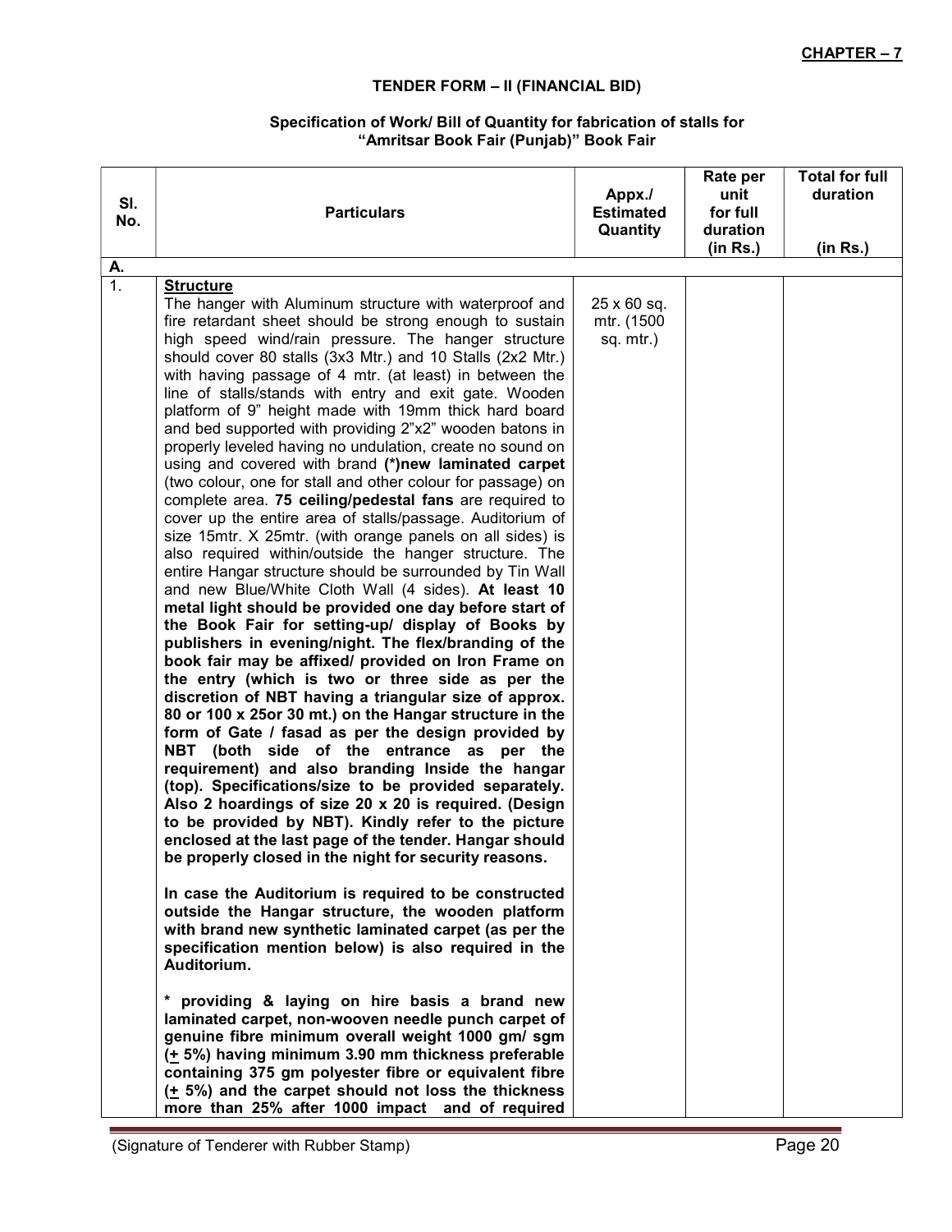**CHAPTER – 7**

## TENDER FORM – II (FINANCIAL BID)

### Specification of Work/ Bill of Quantity for fabrication of stalls for "Amritsar Book Fair (Punjab)" Book Fair

| Sl. No. | Particulars | Appx./ Estimated Quantity | Rate per unit for full duration (in Rs.) | Total for full duration (in Rs.) |
|---|---|---|---|---|
| **A.** | | | | |
| 1. | **Structure**<br>The hanger with Aluminum structure with waterproof and fire retardant sheet should be strong enough to sustain high speed wind/rain pressure. The hanger structure should cover 80 stalls (3x3 Mtr.) and 10 Stalls (2x2 Mtr.) with having passage of 4 mtr. (at least) in between the line of stalls/stands with entry and exit gate. Wooden platform of 9" height made with 19mm thick hard board and bed supported with providing 2"x2" wooden batons in properly leveled having no undulation, create no sound on using and covered with brand **(*)new laminated carpet** (two colour, one for stall and other colour for passage) on complete area. **75 ceiling/pedestal fans** are required to cover up the entire area of stalls/passage. Auditorium of size 15mtr. X 25mtr. (with orange panels on all sides) is also required within/outside the hanger structure. The entire Hangar structure should be surrounded by Tin Wall and new Blue/White Cloth Wall (4 sides). **At least 10 metal light should be provided one day before start of the Book Fair for setting-up/ display of Books by publishers in evening/night. The flex/branding of the book fair may be affixed/ provided on Iron Frame on the entry (which is two or three side as per the discretion of NBT having a triangular size of approx. 80 or 100 x 25or 30 mt.) on the Hangar structure in the form of Gate / fasad as per the design provided by NBT (both side of the entrance as per the requirement) and also branding Inside the hangar (top). Specifications/size to be provided separately. Also 2 hoardings of size 20 x 20 is required. (Design to be provided by NBT). Kindly refer to the picture enclosed at the last page of the tender. Hangar should be properly closed in the night for security reasons.**<br><br>**In case the Auditorium is required to be constructed outside the Hangar structure, the wooden platform with brand new synthetic laminated carpet (as per the specification mention below) is also required in the Auditorium.**<br><br>**\* providing & laying on hire basis a brand new laminated carpet, non-wooven needle punch carpet of genuine fibre minimum overall weight 1000 gm/ sgm (± 5%) having minimum 3.90 mm thickness preferable containing 375 gm polyester fibre or equivalent fibre (± 5%) and the carpet should not loss the thickness more than 25% after 1000 impact and of required** | 25 x 60 sq. mtr. (1500 sq. mtr.) | | |

(Signature of Tenderer with Rubber Stamp)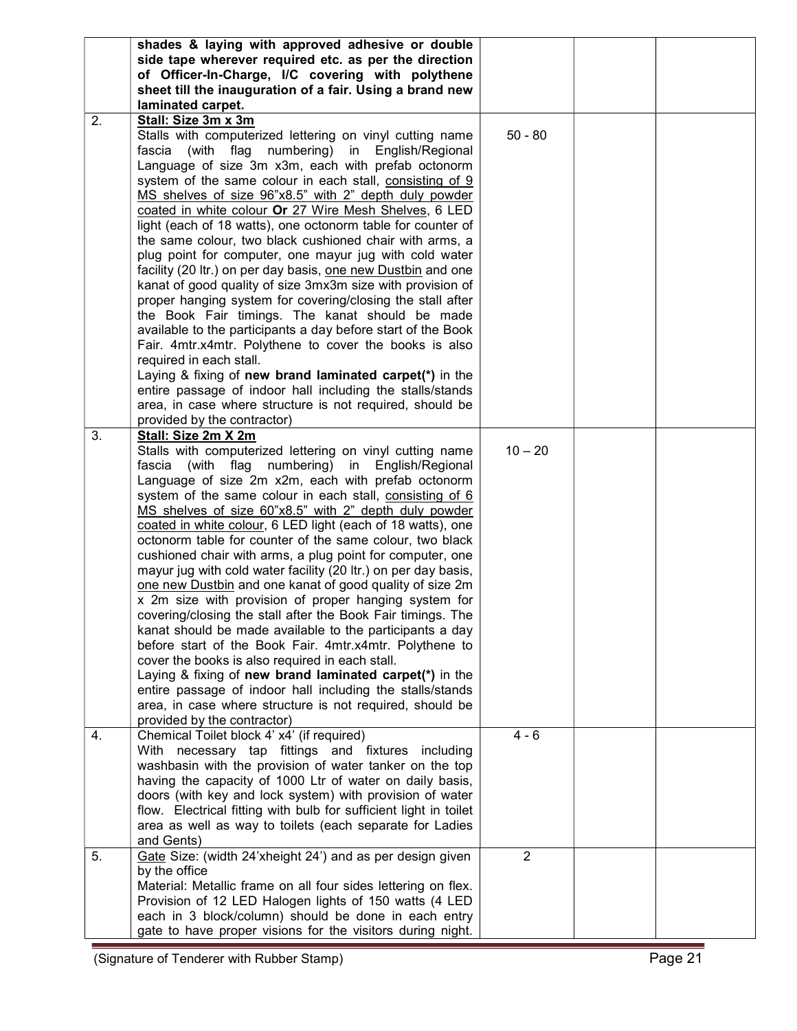| | | | | |
|---|---|---|---|---|
| | **shades & laying with approved adhesive or double side tape wherever required etc. as per the direction of Officer-In-Charge, I/C covering with polythene sheet till the inauguration of a fair. Using a brand new laminated carpet.** | | | |
| 2. | <u>**Stall: Size 3m x 3m**</u><br>Stalls with computerized lettering on vinyl cutting name fascia (with flag numbering) in English/Regional Language of size 3m x3m, each with prefab octonorm system of the same colour in each stall, <u>consisting of 9 MS shelves of size 96"x8.5" with 2" depth duly powder coated in white colour</u> **Or** <u>27 Wire Mesh Shelves</u>, 6 LED light (each of 18 watts), one octonorm table for counter of the same colour, two black cushioned chair with arms, a plug point for computer, one mayur jug with cold water facility (20 ltr.) on per day basis, <u>one new Dustbin</u> and one kanat of good quality of size 3mx3m size with provision of proper hanging system for covering/closing the stall after the Book Fair timings. The kanat should be made available to the participants a day before start of the Book Fair. 4mtr.x4mtr. Polythene to cover the books is also required in each stall.<br>Laying & fixing of **new brand laminated carpet(*)** in the entire passage of indoor hall including the stalls/stands area, in case where structure is not required, should be provided by the contractor) | 50 - 80 | | |
| 3. | <u>**Stall: Size 2m X 2m**</u><br>Stalls with computerized lettering on vinyl cutting name fascia (with flag numbering) in English/Regional Language of size 2m x2m, each with prefab octonorm system of the same colour in each stall, <u>consisting of 6 MS shelves of size 60"x8.5" with 2" depth duly powder coated in white colour</u>, 6 LED light (each of 18 watts), one octonorm table for counter of the same colour, two black cushioned chair with arms, a plug point for computer, one mayur jug with cold water facility (20 ltr.) on per day basis, <u>one new Dustbin</u> and one kanat of good quality of size 2m x 2m size with provision of proper hanging system for covering/closing the stall after the Book Fair timings. The kanat should be made available to the participants a day before start of the Book Fair. 4mtr.x4mtr. Polythene to cover the books is also required in each stall.<br>Laying & fixing of **new brand laminated carpet(*)** in the entire passage of indoor hall including the stalls/stands area, in case where structure is not required, should be provided by the contractor) | 10 – 20 | | |
| 4. | Chemical Toilet block 4' x4' (if required)<br>With necessary tap fittings and fixtures including washbasin with the provision of water tanker on the top having the capacity of 1000 Ltr of water on daily basis, doors (with key and lock system) with provision of water flow. Electrical fitting with bulb for sufficient light in toilet area as well as way to toilets (each separate for Ladies and Gents) | 4 - 6 | | |
| 5. | <u>Gate</u> Size: (width 24'xheight 24') and as per design given by the office<br>Material: Metallic frame on all four sides lettering on flex. Provision of 12 LED Halogen lights of 150 watts (4 LED each in 3 block/column) should be done in each entry gate to have proper visions for the visitors during night. | 2 | | |

(Signature of Tenderer with Rubber Stamp)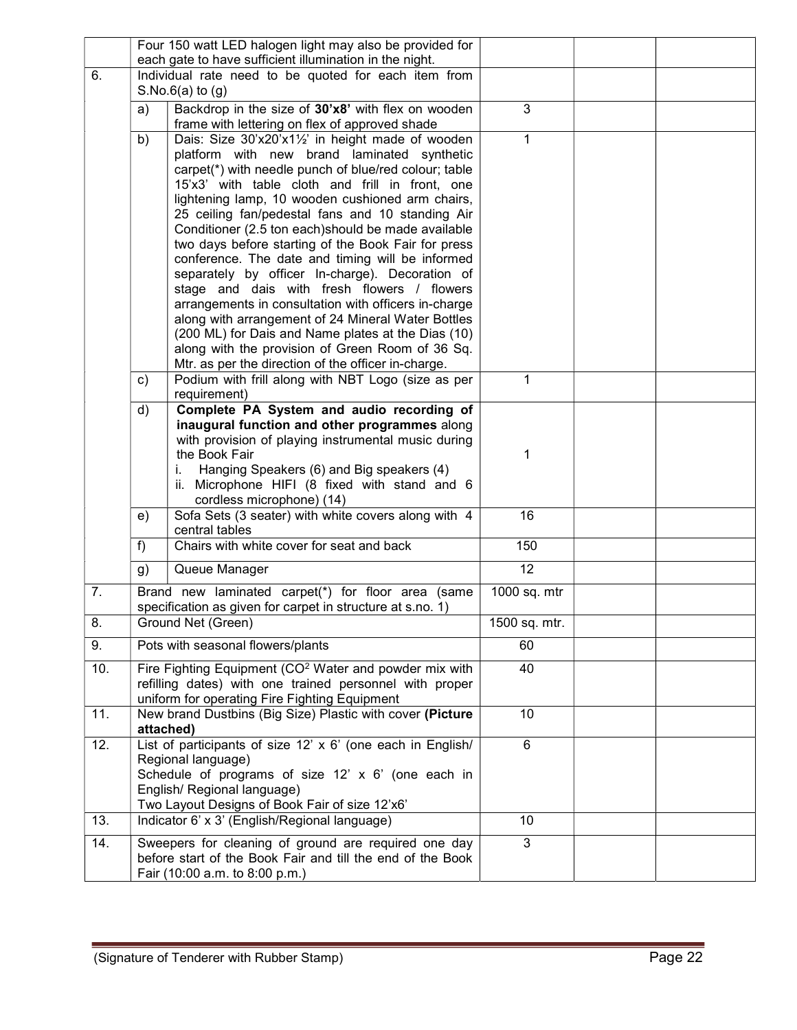| | | | | |
|---|---|---|---|---|
| | Four 150 watt LED halogen light may also be provided for each gate to have sufficient illumination in the night. | | | |
| 6. | Individual rate need to be quoted for each item from S.No.6(a) to (g) | | | |
| | a) Backdrop in the size of **30'x8'** with flex on wooden frame with lettering on flex of approved shade | 3 | | |
| | b) Dais: Size 30'x20'x1½' in height made of wooden platform with new brand laminated synthetic carpet(*) with needle punch of blue/red colour; table 15'x3' with table cloth and frill in front, one lightening lamp, 10 wooden cushioned arm chairs, 25 ceiling fan/pedestal fans and 10 standing Air Conditioner (2.5 ton each)should be made available two days before starting of the Book Fair for press conference. The date and timing will be informed separately by officer In-charge). Decoration of stage and dais with fresh flowers / flowers arrangements in consultation with officers in-charge along with arrangement of 24 Mineral Water Bottles (200 ML) for Dais and Name plates at the Dias (10) along with the provision of Green Room of 36 Sq. Mtr. as per the direction of the officer in-charge. | 1 | | |
| | c) Podium with frill along with NBT Logo (size as per requirement) | 1 | | |
| | d) **Complete PA System and audio recording of inaugural function and other programmes** along with provision of playing instrumental music during the Book Fair<br>i. Hanging Speakers (6) and Big speakers (4)<br>ii. Microphone HIFI (8 fixed with stand and 6 cordless microphone) (14) | 1 | | |
| | e) Sofa Sets (3 seater) with white covers along with 4 central tables | 16 | | |
| | f) Chairs with white cover for seat and back | 150 | | |
| | g) Queue Manager | 12 | | |
| 7. | Brand new laminated carpet(*) for floor area (same specification as given for carpet in structure at s.no. 1) | 1000 sq. mtr | | |
| 8. | Ground Net (Green) | 1500 sq. mtr. | | |
| 9. | Pots with seasonal flowers/plants | 60 | | |
| 10. | Fire Fighting Equipment ($CO^2$ Water and powder mix with refilling dates) with one trained personnel with proper uniform for operating Fire Fighting Equipment | 40 | | |
| 11. | New brand Dustbins (Big Size) Plastic with cover **(Picture attached)** | 10 | | |
| 12. | List of participants of size 12' x 6' (one each in English/ Regional language)<br>Schedule of programs of size 12' x 6' (one each in English/ Regional language)<br>Two Layout Designs of Book Fair of size 12'x6' | 6 | | |
| 13. | Indicator 6' x 3' (English/Regional language) | 10 | | |
| 14. | Sweepers for cleaning of ground are required one day before start of the Book Fair and till the end of the Book Fair (10:00 a.m. to 8:00 p.m.) | 3 | | |

(Signature of Tenderer with Rubber Stamp)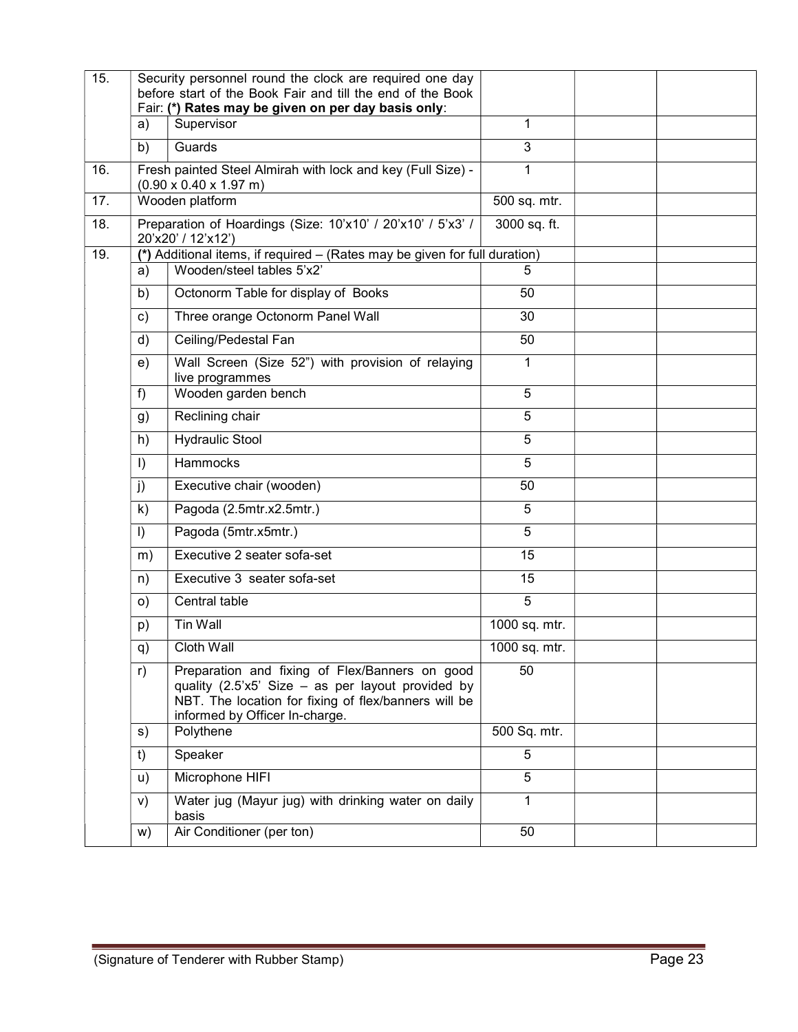| | | | | | |
|---|---|---|---|---|---|
| 15. | Security personnel round the clock are required one day before start of the Book Fair and till the end of the Book Fair: **(*) Rates may be given on per day basis only**: | | | | |
| | a) | Supervisor | 1 | | |
| | b) | Guards | 3 | | |
| 16. | Fresh painted Steel Almirah with lock and key (Full Size) - (0.90 x 0.40 x 1.97 m) | | 1 | | |
| 17. | Wooden platform | | 500 sq. mtr. | | |
| 18. | Preparation of Hoardings (Size: 10'x10' / 20'x10' / 5'x3' / 20'x20' / 12'x12') | | 3000 sq. ft. | | |
| 19. | (*) Additional items, if required – (Rates may be given for full duration) | | | | |
| | a) | Wooden/steel tables 5'x2' | 5 | | |
| | b) | Octonorm Table for display of Books | 50 | | |
| | c) | Three orange Octonorm Panel Wall | 30 | | |
| | d) | Ceiling/Pedestal Fan | 50 | | |
| | e) | Wall Screen (Size 52") with provision of relaying live programmes | 1 | | |
| | f) | Wooden garden bench | 5 | | |
| | g) | Reclining chair | 5 | | |
| | h) | Hydraulic Stool | 5 | | |
| | I) | Hammocks | 5 | | |
| | j) | Executive chair (wooden) | 50 | | |
| | k) | Pagoda (2.5mtr.x2.5mtr.) | 5 | | |
| | l) | Pagoda (5mtr.x5mtr.) | 5 | | |
| | m) | Executive 2 seater sofa-set | 15 | | |
| | n) | Executive 3 seater sofa-set | 15 | | |
| | o) | Central table | 5 | | |
| | p) | Tin Wall | 1000 sq. mtr. | | |
| | q) | Cloth Wall | 1000 sq. mtr. | | |
| | r) | Preparation and fixing of Flex/Banners on good quality (2.5'x5' Size – as per layout provided by NBT. The location for fixing of flex/banners will be informed by Officer In-charge. | 50 | | |
| | s) | Polythene | 500 Sq. mtr. | | |
| | t) | Speaker | 5 | | |
| | u) | Microphone HIFI | 5 | | |
| | v) | Water jug (Mayur jug) with drinking water on daily basis | 1 | | |
| | w) | Air Conditioner (per ton) | 50 | | |

(Signature of Tenderer with Rubber Stamp)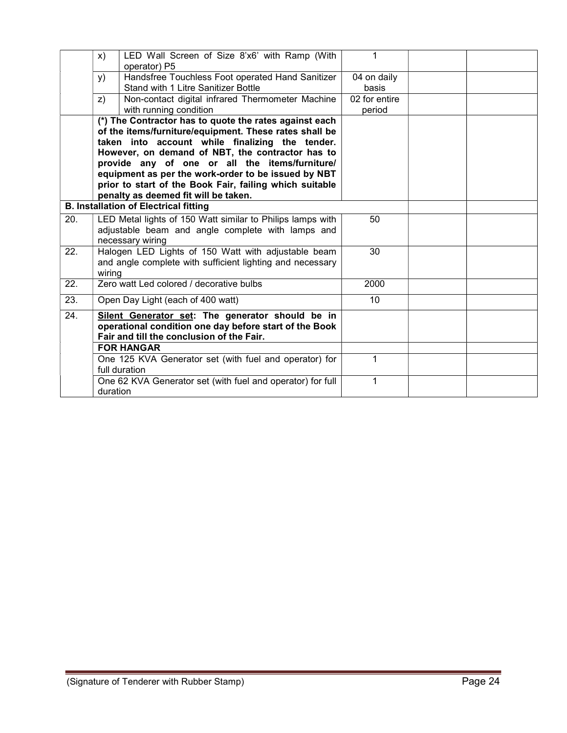| | | | | | |
|---|---|---|---|---|---|
| | x) | LED Wall Screen of Size 8'x6' with Ramp (With operator) P5 | 1 | | |
| | y) | Handsfree Touchless Foot operated Hand Sanitizer Stand with 1 Litre Sanitizer Bottle | 04 on daily basis | | |
| | z) | Non-contact digital infrared Thermometer Machine with running condition | 02 for entire period | | |
| | **(\*) The Contractor has to quote the rates against each of the items/furniture/equipment. These rates shall be taken into account while finalizing the tender. However, on demand of NBT, the contractor has to provide any of one or all the items/furniture/ equipment as per the work-order to be issued by NBT prior to start of the Book Fair, failing which suitable penalty as deemed fit will be taken.** | | | | |
| **B. Installation of Electrical fitting** | | | | | |
| 20. | LED Metal lights of 150 Watt similar to Philips lamps with adjustable beam and angle complete with lamps and necessary wiring | | 50 | | |
| 22. | Halogen LED Lights of 150 Watt with adjustable beam and angle complete with sufficient lighting and necessary wiring | | 30 | | |
| 22. | Zero watt Led colored / decorative bulbs | | 2000 | | |
| 23. | Open Day Light (each of 400 watt) | | 10 | | |
| 24. | **Silent Generator set: The generator should be in operational condition one day before start of the Book Fair and till the conclusion of the Fair.** | | | | |
| | **FOR HANGAR** | | | | |
| | One 125 KVA Generator set (with fuel and operator) for full duration | | 1 | | |
| | One 62 KVA Generator set (with fuel and operator) for full duration | | 1 | | |

(Signature of Tenderer with Rubber Stamp)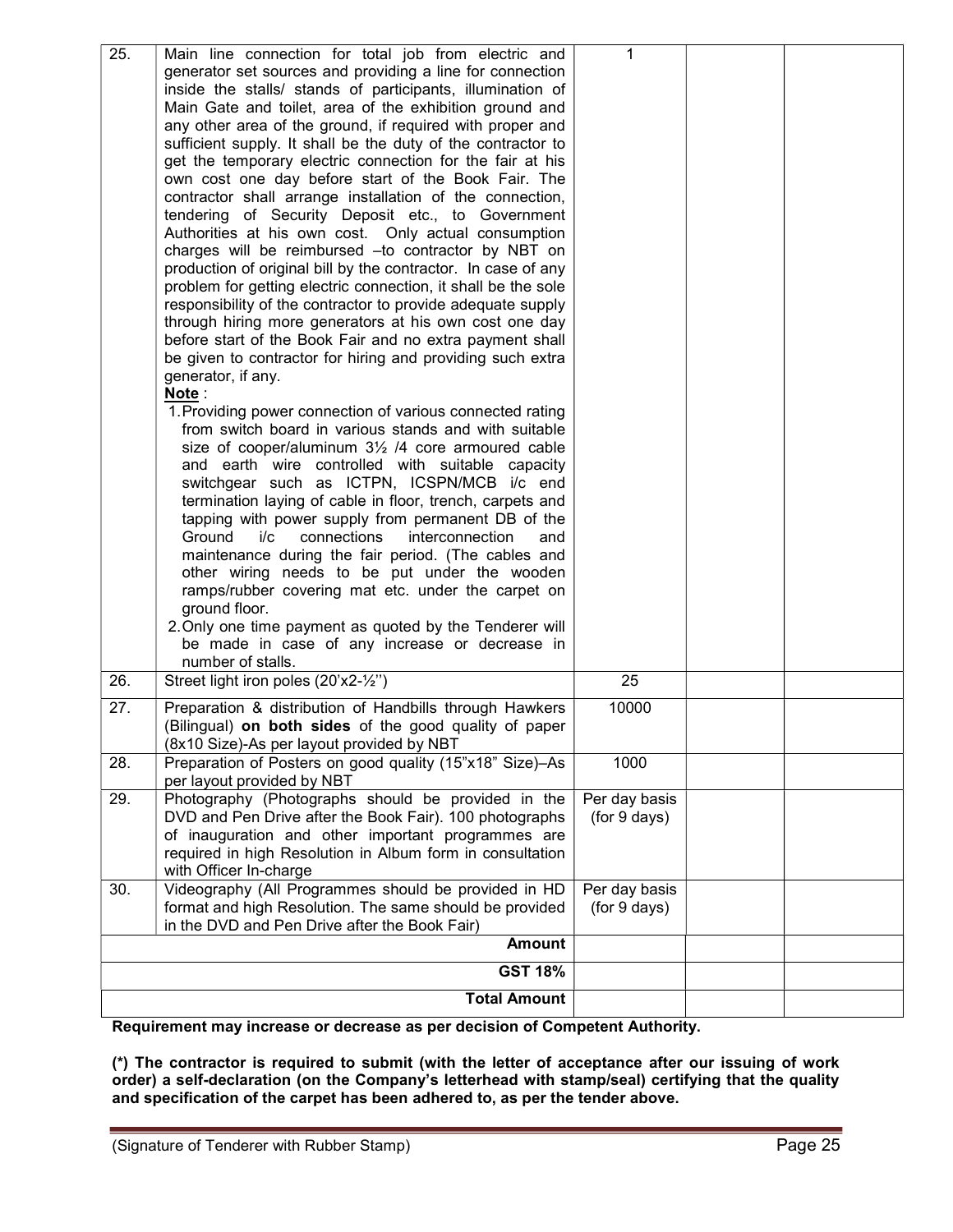| | | | | |
|---|---|---|---|---|
| 25. | Main line connection for total job from electric and generator set sources and providing a line for connection inside the stalls/ stands of participants, illumination of Main Gate and toilet, area of the exhibition ground and any other area of the ground, if required with proper and sufficient supply. It shall be the duty of the contractor to get the temporary electric connection for the fair at his own cost one day before start of the Book Fair. The contractor shall arrange installation of the connection, tendering of Security Deposit etc., to Government Authorities at his own cost. Only actual consumption charges will be reimbursed –to contractor by NBT on production of original bill by the contractor. In case of any problem for getting electric connection, it shall be the sole responsibility of the contractor to provide adequate supply through hiring more generators at his own cost one day before start of the Book Fair and no extra payment shall be given to contractor for hiring and providing such extra generator, if any.<br>**Note** :<br>1. Providing power connection of various connected rating from switch board in various stands and with suitable size of cooper/aluminum 3½ /4 core armoured cable and earth wire controlled with suitable capacity switchgear such as ICTPN, ICSPN/MCB i/c end termination laying of cable in floor, trench, carpets and tapping with power supply from permanent DB of the Ground i/c connections interconnection and maintenance during the fair period. (The cables and other wiring needs to be put under the wooden ramps/rubber covering mat etc. under the carpet on ground floor.<br>2. Only one time payment as quoted by the Tenderer will be made in case of any increase or decrease in number of stalls. | 1 | | |
| 26. | Street light iron poles (20'x2-½'') | 25 | | |
| 27. | Preparation & distribution of Handbills through Hawkers (Bilingual) **on both sides** of the good quality of paper (8x10 Size)-As per layout provided by NBT | 10000 | | |
| 28. | Preparation of Posters on good quality (15"x18" Size)–As per layout provided by NBT | 1000 | | |
| 29. | Photography (Photographs should be provided in the DVD and Pen Drive after the Book Fair). 100 photographs of inauguration and other important programmes are required in high Resolution in Album form in consultation with Officer In-charge | Per day basis (for 9 days) | | |
| 30. | Videography (All Programmes should be provided in HD format and high Resolution. The same should be provided in the DVD and Pen Drive after the Book Fair) | Per day basis (for 9 days) | | |
| | **Amount** | | | |
| | **GST 18%** | | | |
| | **Total Amount** | | | |

**Requirement may increase or decrease as per decision of Competent Authority.**

**(*) The contractor is required to submit (with the letter of acceptance after our issuing of work order) a self-declaration (on the Company's letterhead with stamp/seal) certifying that the quality and specification of the carpet has been adhered to, as per the tender above.**

(Signature of Tenderer with Rubber Stamp)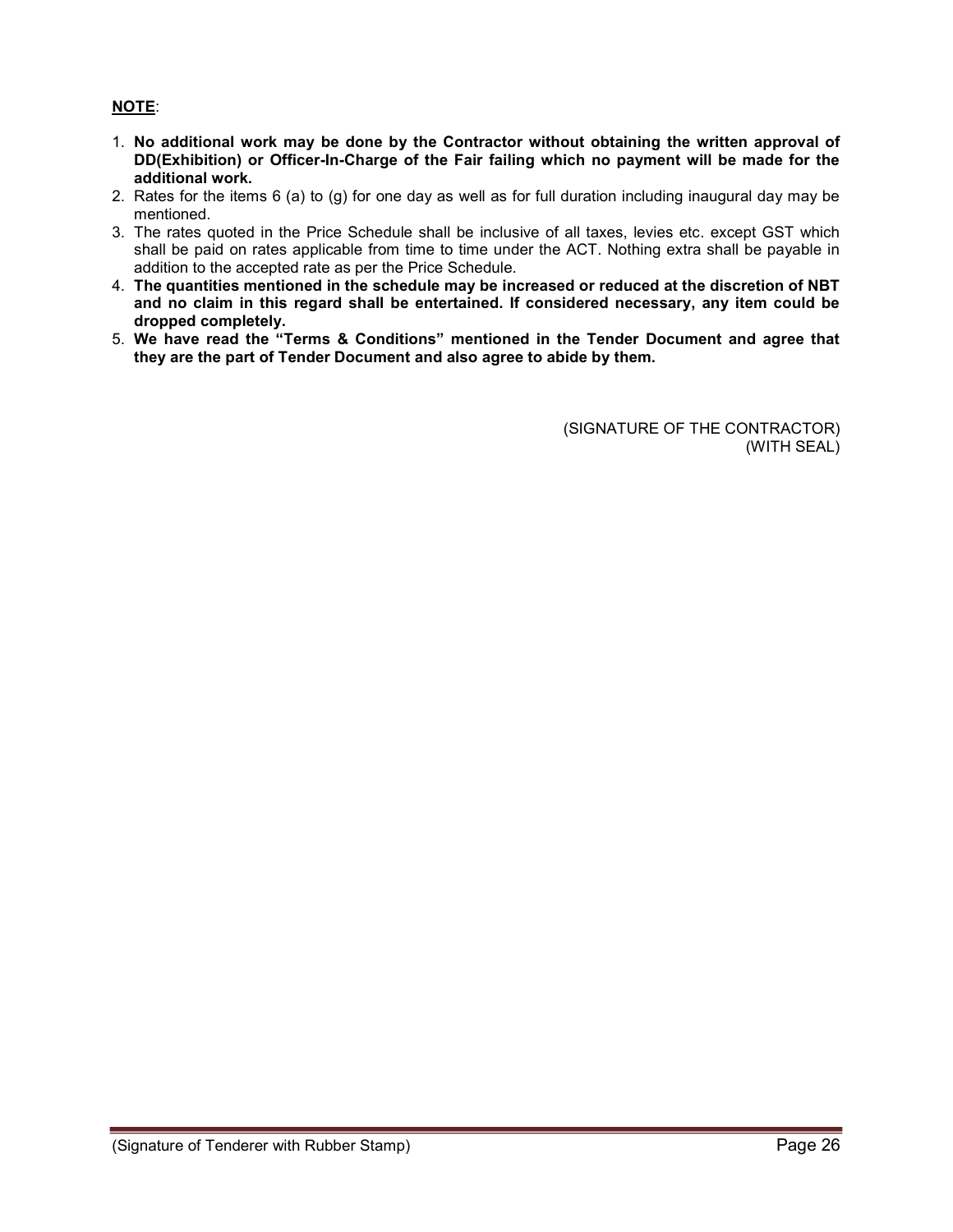**NOTE**:

1. **No additional work may be done by the Contractor without obtaining the written approval of DD(Exhibition) or Officer-In-Charge of the Fair failing which no payment will be made for the additional work.**
2. Rates for the items 6 (a) to (g) for one day as well as for full duration including inaugural day may be mentioned.
3. The rates quoted in the Price Schedule shall be inclusive of all taxes, levies etc. except GST which shall be paid on rates applicable from time to time under the ACT. Nothing extra shall be payable in addition to the accepted rate as per the Price Schedule.
4. **The quantities mentioned in the schedule may be increased or reduced at the discretion of NBT and no claim in this regard shall be entertained. If considered necessary, any item could be dropped completely.**
5. **We have read the "Terms & Conditions" mentioned in the Tender Document and agree that they are the part of Tender Document and also agree to abide by them.**

(SIGNATURE OF THE CONTRACTOR)
(WITH SEAL)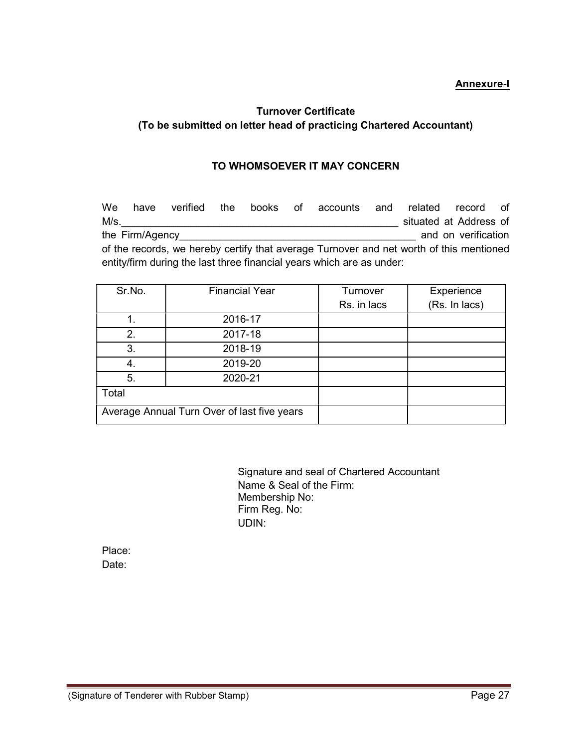**Annexure-I**

**Turnover Certificate**
**(To be submitted on letter head of practicing Chartered Accountant)**

**TO WHOMSOEVER IT MAY CONCERN**

We have verified the books of accounts and related record of M/s.\_\_\_\_\_\_\_\_\_\_\_\_\_\_\_\_\_\_\_\_\_\_\_\_\_\_\_\_\_\_\_\_\_\_\_\_\_\_\_\_\_\_\_\_\_\_\_\_ situated at Address of the Firm/Agency\_\_\_\_\_\_\_\_\_\_\_\_\_\_\_\_\_\_\_\_\_\_\_\_\_\_\_\_\_\_\_\_\_\_\_\_\_\_\_\_\_\_\_ and on verification of the records, we hereby certify that average Turnover and net worth of this mentioned entity/firm during the last three financial years which are as under:

| Sr.No. | Financial Year | Turnover Rs. in lacs | Experience (Rs. In lacs) |
|---|---|---|---|
| 1. | 2016-17 | | |
| 2. | 2017-18 | | |
| 3. | 2018-19 | | |
| 4. | 2019-20 | | |
| 5. | 2020-21 | | |
| Total | | | |
| Average Annual Turn Over of last five years | | | |

Signature and seal of Chartered Accountant
Name & Seal of the Firm:
Membership No:
Firm Reg. No:
UDIN:

Place:
Date:

(Signature of Tenderer with Rubber Stamp)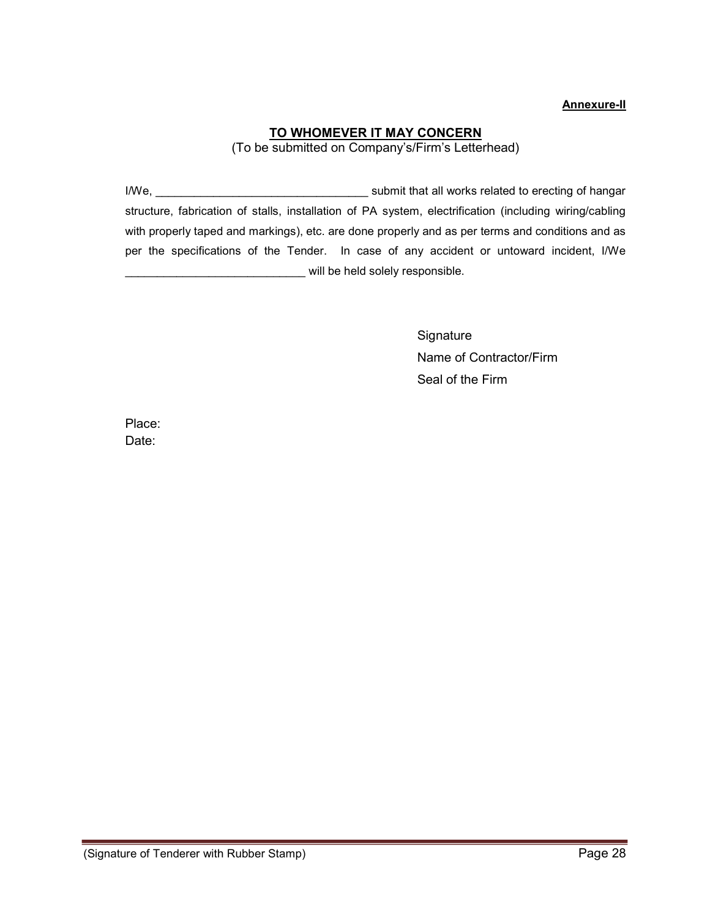**Annexure-II**

## TO WHOMEVER IT MAY CONCERN

(To be submitted on Company's/Firm's Letterhead)

I/We, _________________________________ submit that all works related to erecting of hangar structure, fabrication of stalls, installation of PA system, electrification (including wiring/cabling with properly taped and markings), etc. are done properly and as per terms and conditions and as per the specifications of the Tender. In case of any accident or untoward incident, I/We ____________________________ will be held solely responsible.

Signature
Name of Contractor/Firm
Seal of the Firm

Place:
Date:

(Signature of Tenderer with Rubber Stamp)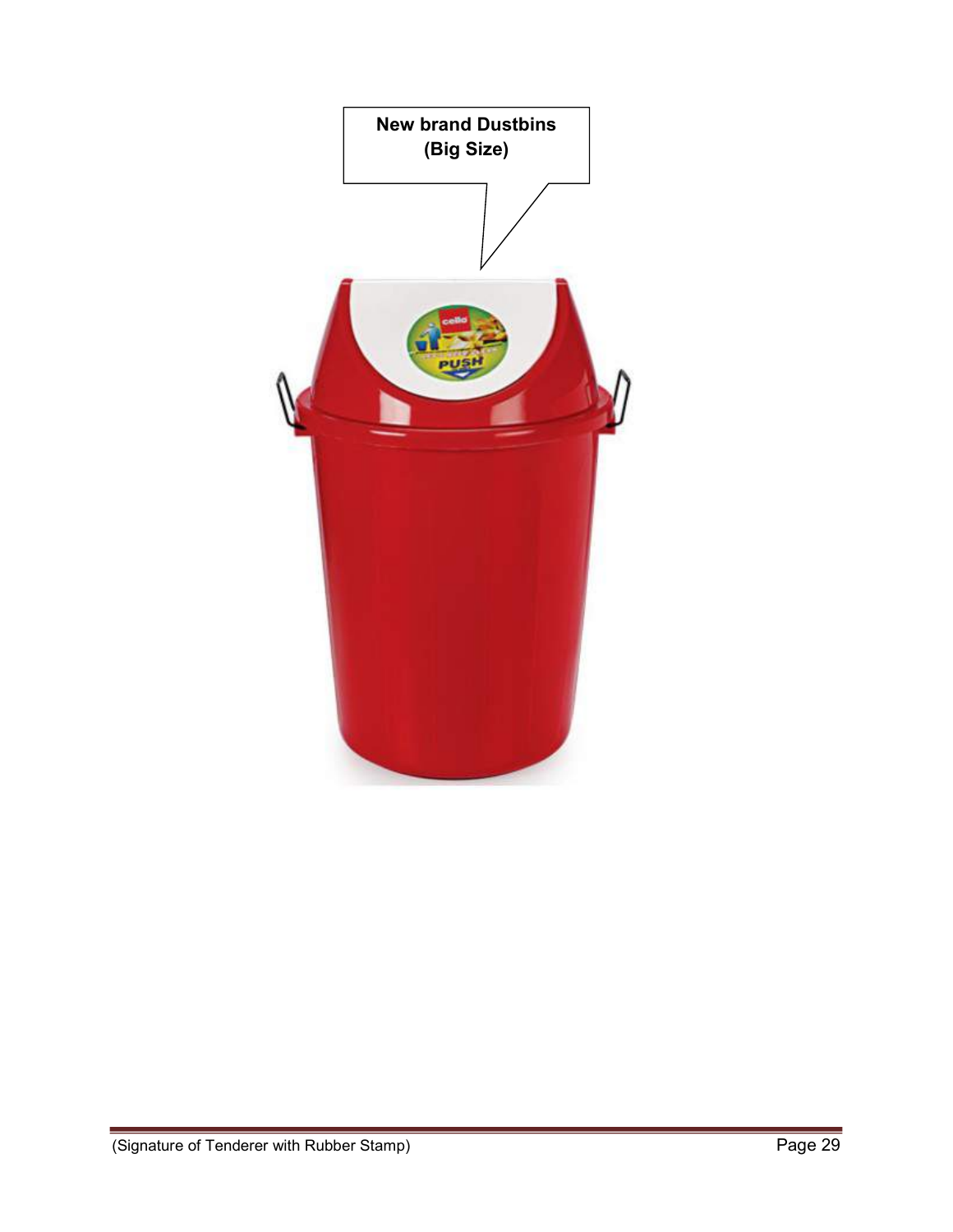New brand Dustbins
(Big Size)

(Signature of Tenderer with Rubber Stamp)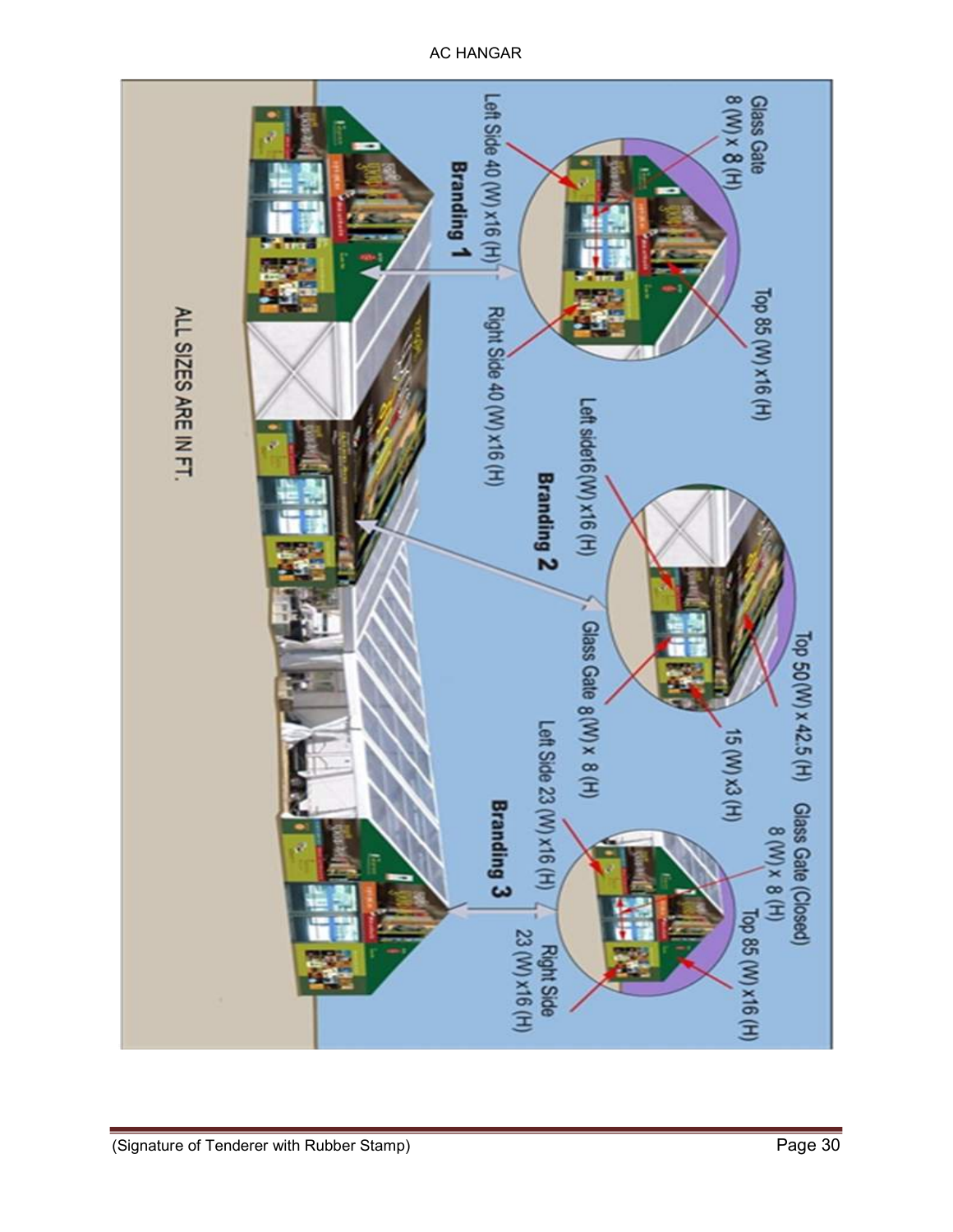# AC HANGAR

**Branding 1**

Glass Gate 8 (W) x 8 (H)

Top 85 (W) x16 (H)

Left Side 40 (W) x16 (H)

Right Side 40 (W) x16 (H)

**Branding 2**

Left side16(W) x16 (H)

Top 50(W) x 42.5 (H)

15 (W) x3 (H)

Glass Gate 8(W) x 8 (H)

**Branding 3**

Glass Gate (Closed) 8 (W) x 8 (H)

Top 85 (W) x16 (H)

Left Side 23 (W) x16 (H)

Right Side 23 (W) x16 (H)

ALL SIZES ARE IN FT.

(Signature of Tenderer with Rubber Stamp)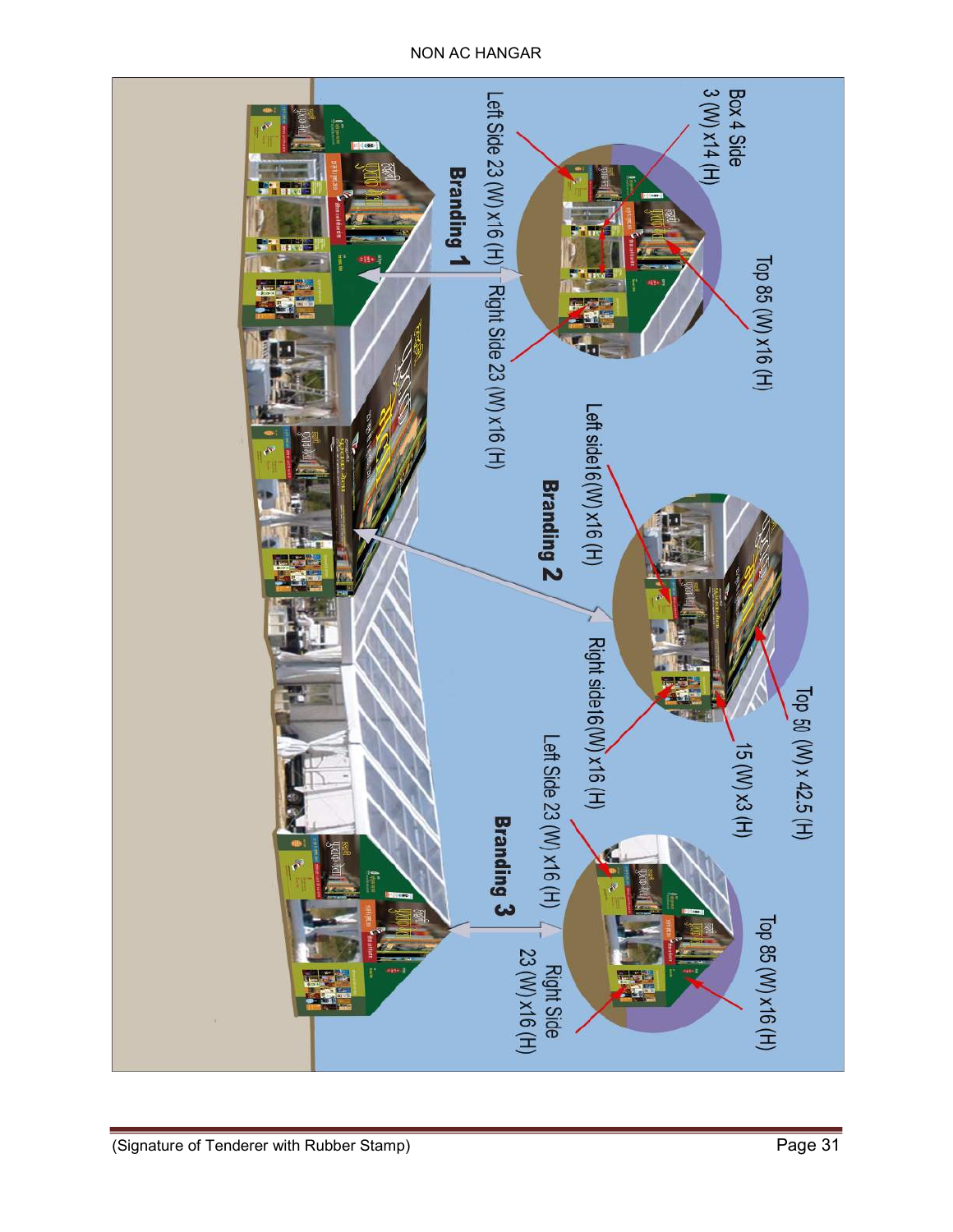NON AC HANGAR

Branding 1

Box 4 Side
3 (W) x14 (H)

Top 85 (W) x16 (H)

Left Side 23 (W) x16 (H)

Right Side 23 (W) x16 (H)

Branding 2

Left side16(W) x16 (H)

Right side16(W) x16 (H)

Top 50 (W) x 42.5 (H)

15 (W) x3 (H)

Branding 3

Left Side 23 (W) x16 (H)

Right Side
23 (W) x16 (H)

Top 85 (W) x16 (H)

(Signature of Tenderer with Rubber Stamp)